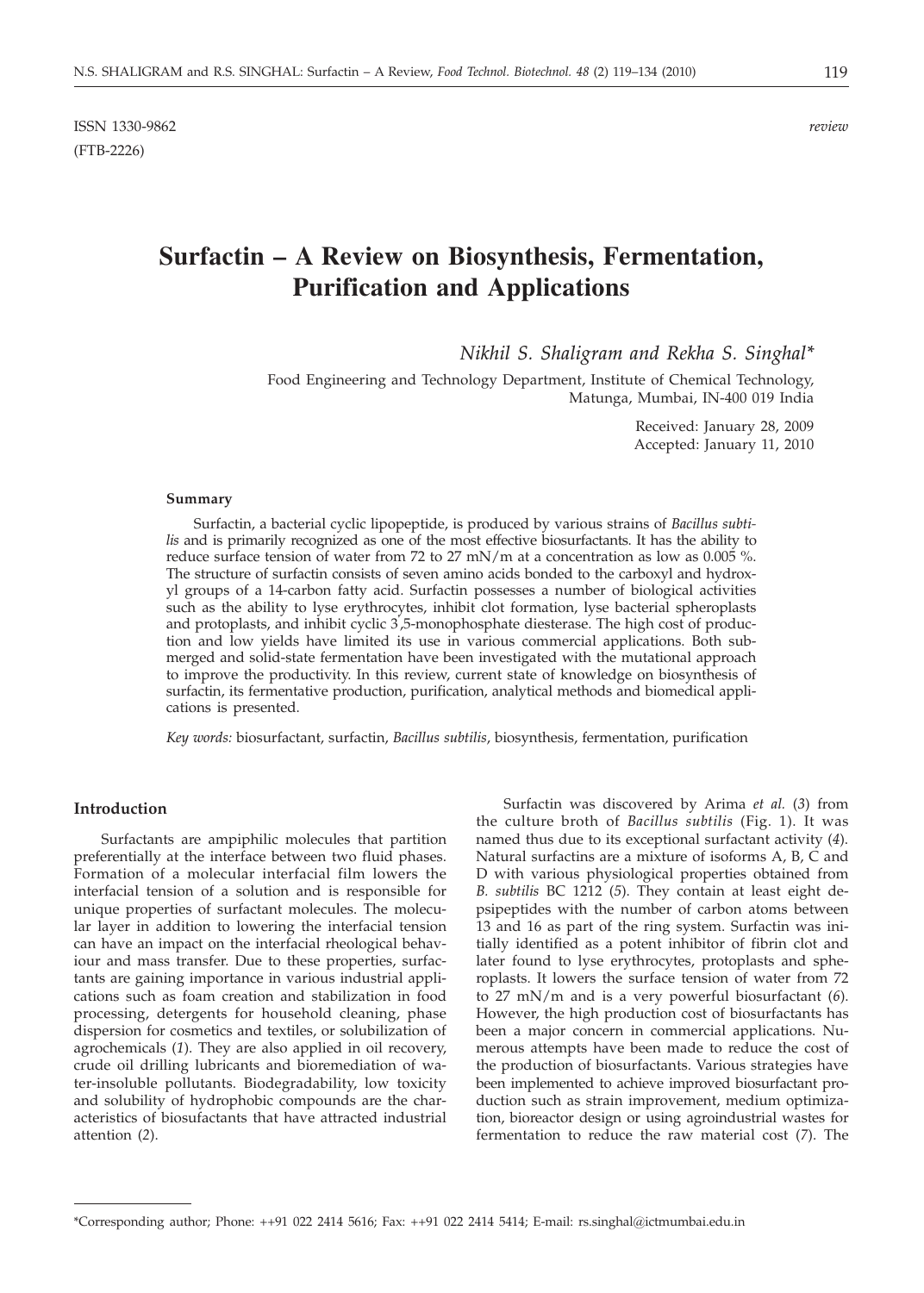ISSN 1330-9862 *review*
(FTB-2226)

# Surfactin – A Review on Biosynthesis, Fermentation, Purification and Applications

*Nikhil S. Shaligram and Rekha S. Singhal**

Food Engineering and Technology Department, Institute of Chemical Technology, Matunga, Mumbai, IN-400 019 India

Received: January 28, 2009
Accepted: January 11, 2010

#### Summary

Surfactin, a bacterial cyclic lipopeptide, is produced by various strains of *Bacillus subtilis* and is primarily recognized as one of the most effective biosurfactants. It has the ability to reduce surface tension of water from 72 to 27 mN/m at a concentration as low as 0.005 %. The structure of surfactin consists of seven amino acids bonded to the carboxyl and hydroxyl groups of a 14-carbon fatty acid. Surfactin possesses a number of biological activities such as the ability to lyse erythrocytes, inhibit clot formation, lyse bacterial spheroplasts and protoplasts, and inhibit cyclic 3',5-monophosphate diesterase. The high cost of production and low yields have limited its use in various commercial applications. Both submerged and solid-state fermentation have been investigated with the mutational approach to improve the productivity. In this review, current state of knowledge on biosynthesis of surfactin, its fermentative production, purification, analytical methods and biomedical applications is presented.

*Key words:* biosurfactant, surfactin, *Bacillus subtilis*, biosynthesis, fermentation, purification

## Introduction

Surfactants are ampiphilic molecules that partition preferentially at the interface between two fluid phases. Formation of a molecular interfacial film lowers the interfacial tension of a solution and is responsible for unique properties of surfactant molecules. The molecular layer in addition to lowering the interfacial tension can have an impact on the interfacial rheological behaviour and mass transfer. Due to these properties, surfactants are gaining importance in various industrial applications such as foam creation and stabilization in food processing, detergents for household cleaning, phase dispersion for cosmetics and textiles, or solubilization of agrochemicals (*1*). They are also applied in oil recovery, crude oil drilling lubricants and bioremediation of water-insoluble pollutants. Biodegradability, low toxicity and solubility of hydrophobic compounds are the characteristics of biosufactants that have attracted industrial attention (*2*).

Surfactin was discovered by Arima *et al.* (*3*) from the culture broth of *Bacillus subtilis* (Fig. 1). It was named thus due to its exceptional surfactant activity (*4*). Natural surfactins are a mixture of isoforms A, B, C and D with various physiological properties obtained from *B. subtilis* BC 1212 (*5*). They contain at least eight depsipeptides with the number of carbon atoms between 13 and 16 as part of the ring system. Surfactin was initially identified as a potent inhibitor of fibrin clot and later found to lyse erythrocytes, protoplasts and spheroplasts. It lowers the surface tension of water from 72 to 27 mN/m and is a very powerful biosurfactant (*6*). However, the high production cost of biosurfactants has been a major concern in commercial applications. Numerous attempts have been made to reduce the cost of the production of biosurfactants. Various strategies have been implemented to achieve improved biosurfactant production such as strain improvement, medium optimization, bioreactor design or using agroindustrial wastes for fermentation to reduce the raw material cost (*7*). The

*Corresponding author; Phone: ++91 022 2414 5616; Fax: ++91 022 2414 5414; E-mail: rs.singhal@ictmumbai.edu.in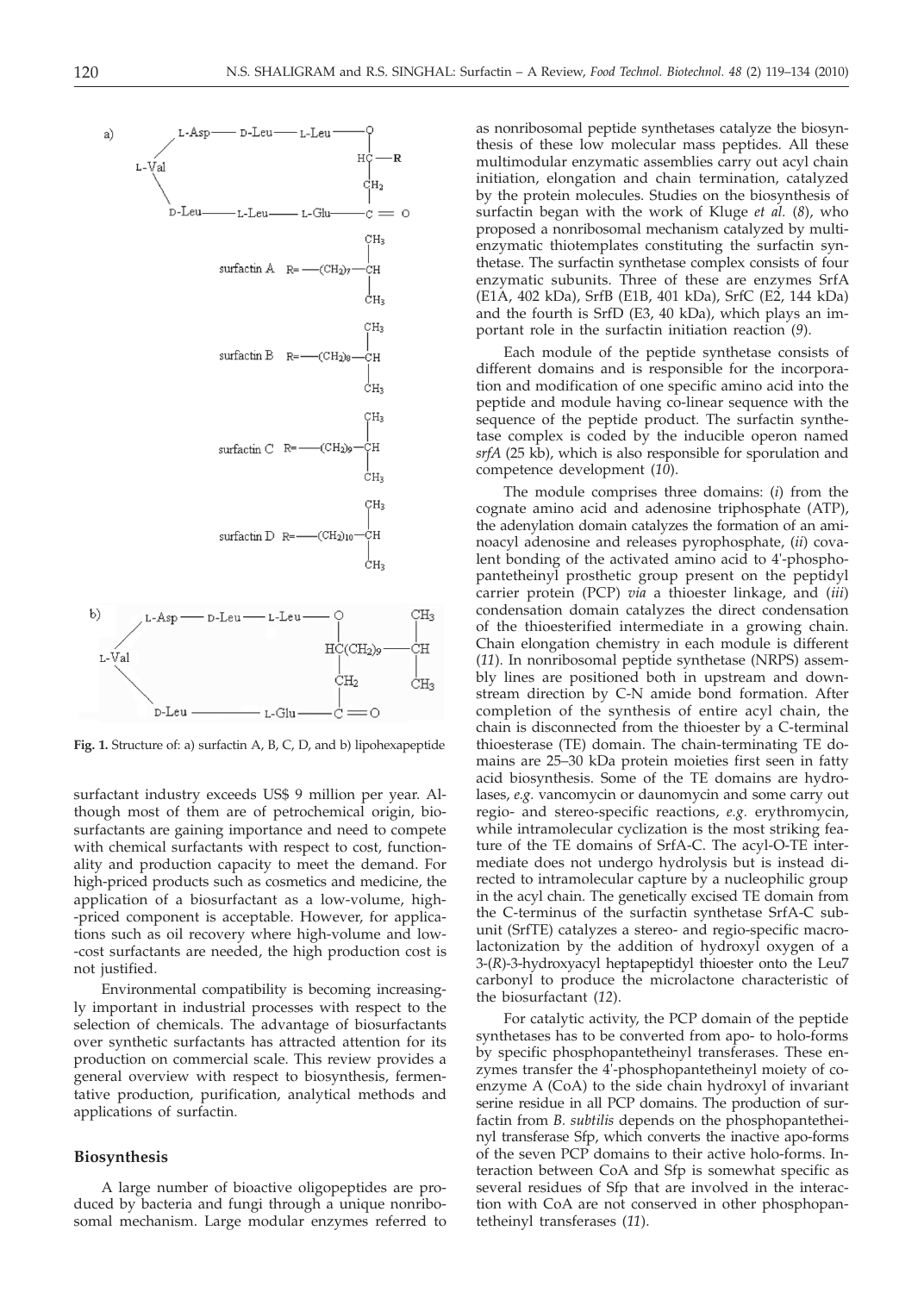Fig. 1. Structure of: a) surfactin A, B, C, D, and b) lipohexapeptide

surfactant industry exceeds US$ 9 million per year. Although most of them are of petrochemical origin, biosurfactants are gaining importance and need to compete with chemical surfactants with respect to cost, functionality and production capacity to meet the demand. For high-priced products such as cosmetics and medicine, the application of a biosurfactant as a low-volume, high-priced component is acceptable. However, for applications such as oil recovery where high-volume and low-cost surfactants are needed, the high production cost is not justified.

Environmental compatibility is becoming increasingly important in industrial processes with respect to the selection of chemicals. The advantage of biosurfactants over synthetic surfactants has attracted attention for its production on commercial scale. This review provides a general overview with respect to biosynthesis, fermentative production, purification, analytical methods and applications of surfactin.

## Biosynthesis

A large number of bioactive oligopeptides are produced by bacteria and fungi through a unique nonribosomal mechanism. Large modular enzymes referred to as nonribosomal peptide synthetases catalyze the biosynthesis of these low molecular mass peptides. All these multimodular enzymatic assemblies carry out acyl chain initiation, elongation and chain termination, catalyzed by the protein molecules. Studies on the biosynthesis of surfactin began with the work of Kluge *et al.* (*8*), who proposed a nonribosomal mechanism catalyzed by multienzymatic thiotemplates constituting the surfactin synthetase. The surfactin synthetase complex consists of four enzymatic subunits. Three of these are enzymes SrfA (E1A, 402 kDa), SrfB (E1B, 401 kDa), SrfC (E2, 144 kDa) and the fourth is SrfD (E3, 40 kDa), which plays an important role in the surfactin initiation reaction (*9*).

Each module of the peptide synthetase consists of different domains and is responsible for the incorporation and modification of one specific amino acid into the peptide and module having co-linear sequence with the sequence of the peptide product. The surfactin synthetase complex is coded by the inducible operon named *srfA* (25 kb), which is also responsible for sporulation and competence development (*10*).

The module comprises three domains: (*i*) from the cognate amino acid and adenosine triphosphate (ATP), the adenylation domain catalyzes the formation of an aminoacyl adenosine and releases pyrophosphate, (*ii*) covalent bonding of the activated amino acid to 4'-phosphopantetheinyl prosthetic group present on the peptidyl carrier protein (PCP) *via* a thioester linkage, and (*iii*) condensation domain catalyzes the direct condensation of the thioesterified intermediate in a growing chain. Chain elongation chemistry in each module is different (*11*). In nonribosomal peptide synthetase (NRPS) assembly lines are positioned both in upstream and downstream direction by C-N amide bond formation. After completion of the synthesis of entire acyl chain, the chain is disconnected from the thioester by a C-terminal thioesterase (TE) domain. The chain-terminating TE domains are 25–30 kDa protein moieties first seen in fatty acid biosynthesis. Some of the TE domains are hydrolases, *e.g.* vancomycin or daunomycin and some carry out regio- and stereo-specific reactions, *e.g.* erythromycin, while intramolecular cyclization is the most striking feature of the TE domains of SrfA-C. The acyl-O-TE intermediate does not undergo hydrolysis but is instead directed to intramolecular capture by a nucleophilic group in the acyl chain. The genetically excised TE domain from the C-terminus of the surfactin synthetase SrfA-C subunit (SrfTE) catalyzes a stereo- and regio-specific macrolactonization by the addition of hydroxyl oxygen of a 3-(*R*)-3-hydroxyacyl heptapeptidyl thioester onto the Leu7 carbonyl to produce the microlactone characteristic of the biosurfactant (*12*).

For catalytic activity, the PCP domain of the peptide synthetases has to be converted from apo- to holo-forms by specific phosphopantetheinyl transferases. These enzymes transfer the 4'-phosphopantetheinyl moiety of coenzyme A (CoA) to the side chain hydroxyl of invariant serine residue in all PCP domains. The production of surfactin from *B. subtilis* depends on the phosphopantetheinyl transferase Sfp, which converts the inactive apo-forms of the seven PCP domains to their active holo-forms. Interaction between CoA and Sfp is somewhat specific as several residues of Sfp that are involved in the interaction with CoA are not conserved in other phosphopantetheinyl transferases (*11*).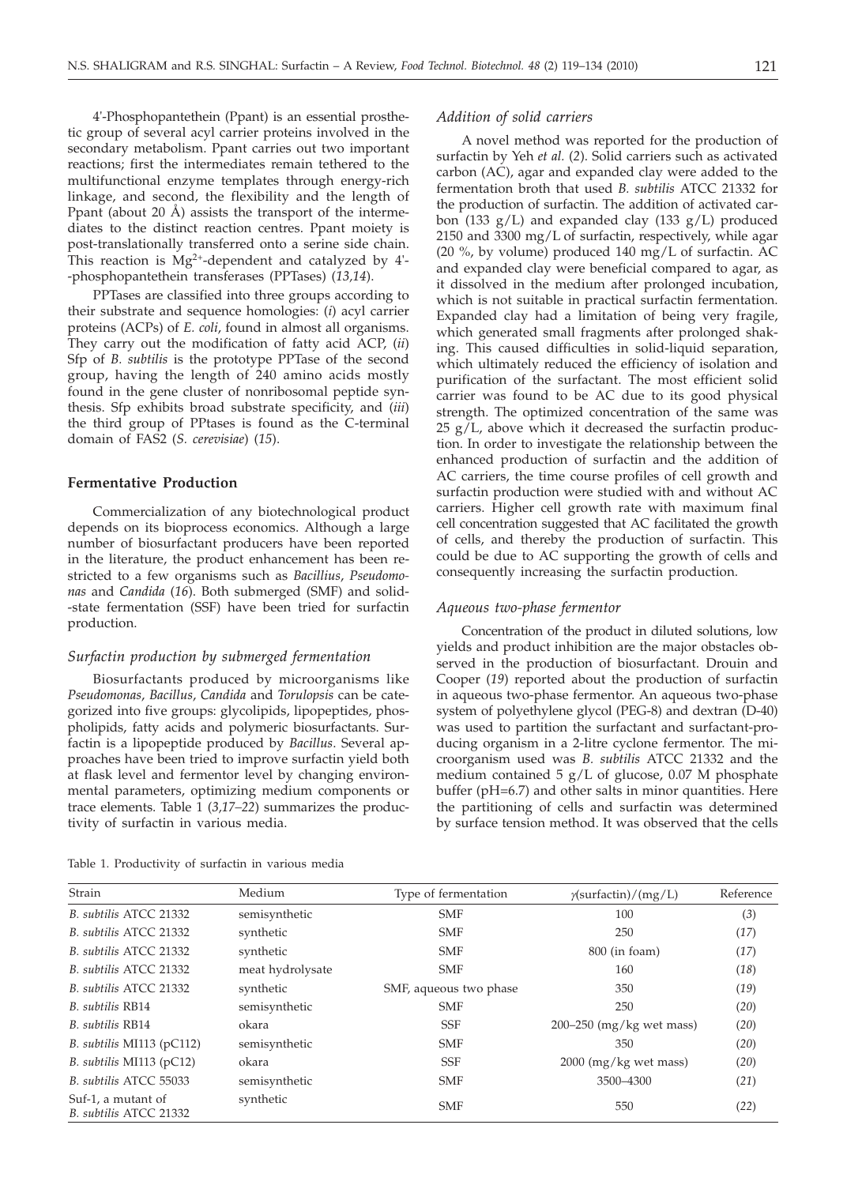4'-Phosphopantethein (Ppant) is an essential prosthetic group of several acyl carrier proteins involved in the secondary metabolism. Ppant carries out two important reactions; first the intermediates remain tethered to the multifunctional enzyme templates through energy-rich linkage, and second, the flexibility and the length of Ppant (about 20 Å) assists the transport of the intermediates to the distinct reaction centres. Ppant moiety is post-translationally transferred onto a serine side chain. This reaction is $Mg^{2+}$-dependent and catalyzed by 4'-phosphopantethein transferases (PPTases) (*13,14*).

PPTases are classified into three groups according to their substrate and sequence homologies: (*i*) acyl carrier proteins (ACPs) of *E. coli*, found in almost all organisms. They carry out the modification of fatty acid ACP, (*ii*) Sfp of *B. subtilis* is the prototype PPTase of the second group, having the length of 240 amino acids mostly found in the gene cluster of nonribosomal peptide synthesis. Sfp exhibits broad substrate specificity, and (*iii*) the third group of PPtases is found as the C-terminal domain of FAS2 (*S. cerevisiae*) (*15*).

## Fermentative Production

Commercialization of any biotechnological product depends on its bioprocess economics. Although a large number of biosurfactant producers have been reported in the literature, the product enhancement has been restricted to a few organisms such as *Bacillius*, *Pseudomonas* and *Candida* (*16*). Both submerged (SMF) and solid-state fermentation (SSF) have been tried for surfactin production.

### *Surfactin production by submerged fermentation*

Biosurfactants produced by microorganisms like *Pseudomonas*, *Bacillus*, *Candida* and *Torulopsis* can be categorized into five groups: glycolipids, lipopeptides, phospholipids, fatty acids and polymeric biosurfactants. Surfactin is a lipopeptide produced by *Bacillus*. Several approaches have been tried to improve surfactin yield both at flask level and fermentor level by changing environmental parameters, optimizing medium components or trace elements. Table 1 (*3,17–22*) summarizes the productivity of surfactin in various media.

### *Addition of solid carriers*

A novel method was reported for the production of surfactin by Yeh *et al.* (*2*). Solid carriers such as activated carbon (AC), agar and expanded clay were added to the fermentation broth that used *B. subtilis* ATCC 21332 for the production of surfactin. The addition of activated carbon (133 g/L) and expanded clay (133 g/L) produced 2150 and 3300 mg/L of surfactin, respectively, while agar (20 %, by volume) produced 140 mg/L of surfactin. AC and expanded clay were beneficial compared to agar, as it dissolved in the medium after prolonged incubation, which is not suitable in practical surfactin fermentation. Expanded clay had a limitation of being very fragile, which generated small fragments after prolonged shaking. This caused difficulties in solid-liquid separation, which ultimately reduced the efficiency of isolation and purification of the surfactant. The most efficient solid carrier was found to be AC due to its good physical strength. The optimized concentration of the same was 25 g/L, above which it decreased the surfactin production. In order to investigate the relationship between the enhanced production of surfactin and the addition of AC carriers, the time course profiles of cell growth and surfactin production were studied with and without AC carriers. Higher cell growth rate with maximum final cell concentration suggested that AC facilitated the growth of cells, and thereby the production of surfactin. This could be due to AC supporting the growth of cells and consequently increasing the surfactin production.

### *Aqueous two-phase fermentor*

Concentration of the product in diluted solutions, low yields and product inhibition are the major obstacles observed in the production of biosurfactant. Drouin and Cooper (*19*) reported about the production of surfactin in aqueous two-phase fermentor. An aqueous two-phase system of polyethylene glycol (PEG-8) and dextran (D-40) was used to partition the surfactant and surfactant-producing organism in a 2-litre cyclone fermentor. The microorganism used was *B. subtilis* ATCC 21332 and the medium contained 5 g/L of glucose, 0.07 M phosphate buffer (pH=6.7) and other salts in minor quantities. Here the partitioning of cells and surfactin was determined by surface tension method. It was observed that the cells

Table 1. Productivity of surfactin in various media

| Strain | Medium | Type of fermentation | $\gamma$(surfactin)/(mg/L) | Reference |
|---|---|---|---|---|
| *B. subtilis* ATCC 21332 | semisynthetic | SMF | 100 | (*3*) |
| *B. subtilis* ATCC 21332 | synthetic | SMF | 250 | (*17*) |
| *B. subtilis* ATCC 21332 | synthetic | SMF | 800 (in foam) | (*17*) |
| *B. subtilis* ATCC 21332 | meat hydrolysate | SMF | 160 | (*18*) |
| *B. subtilis* ATCC 21332 | synthetic | SMF, aqueous two phase | 350 | (*19*) |
| *B. subtilis* RB14 | semisynthetic | SMF | 250 | (*20*) |
| *B. subtilis* RB14 | okara | SSF | 200–250 (mg/kg wet mass) | (*20*) |
| *B. subtilis* MI113 (pC112) | semisynthetic | SMF | 350 | (*20*) |
| *B. subtilis* MI113 (pC12) | okara | SSF | 2000 (mg/kg wet mass) | (*20*) |
| *B. subtilis* ATCC 55033 | semisynthetic | SMF | 3500–4300 | (*21*) |
| Suf-1, a mutant of *B. subtilis* ATCC 21332 | synthetic | SMF | 550 | (*22*) |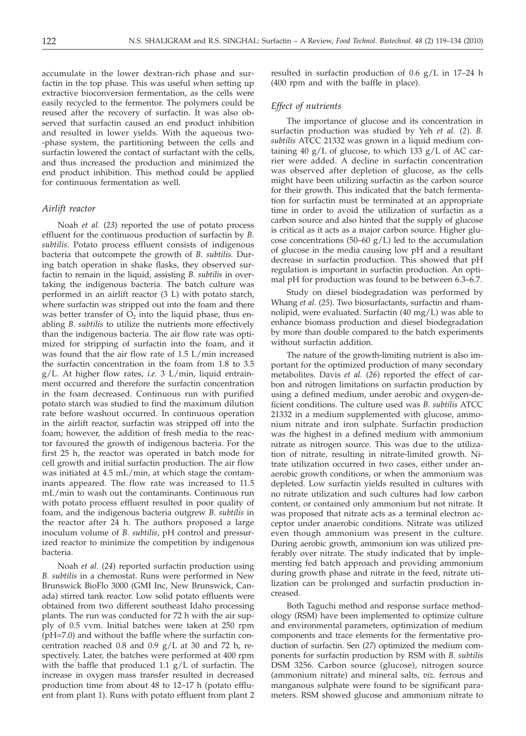accumulate in the lower dextran-rich phase and surfactin in the top phase. This was useful when setting up extractive bioconversion fermentation, as the cells were easily recycled to the fermentor. The polymers could be reused after the recovery of surfactin. It was also observed that surfactin caused an end product inhibition and resulted in lower yields. With the aqueous two-phase system, the partitioning between the cells and surfactin lowered the contact of surfactant with the cells, and thus increased the production and minimized the end product inhibition. This method could be applied for continuous fermentation as well.

### *Airlift reactor*

Noah *et al.* (*23*) reported the use of potato process effluent for the continuous production of surfactin by *B. subtilis*. Potato process effluent consists of indigenous bacteria that outcompete the growth of *B. subtilis.* During batch operation in shake flasks, they observed surfactin to remain in the liquid, assisting *B. subtilis* in overtaking the indigenous bacteria. The batch culture was performed in an airlift reactor (3 L) with potato starch, where surfactin was stripped out into the foam and there was better transfer of $O_2$ into the liquid phase, thus enabling *B. subtilis* to utilize the nutrients more effectively than the indigenous bacteria. The air flow rate was optimized for stripping of surfactin into the foam, and it was found that the air flow rate of 1.5 L/min increased the surfactin concentration in the foam from 1.8 to 3.5 g/L. At higher flow rates, *i.e.* 3 L/min, liquid entrainment occurred and therefore the surfactin concentration in the foam decreased. Continuous run with purified potato starch was studied to find the maximum dilution rate before washout occurred. In continuous operation in the airlift reactor, surfactin was stripped off into the foam; however, the addition of fresh media to the reactor favoured the growth of indigenous bacteria. For the first 25 h, the reactor was operated in batch mode for cell growth and initial surfactin production. The air flow was initiated at 4.5 mL/min, at which stage the contaminants appeared. The flow rate was increased to 11.5 mL/min to wash out the contaminants. Continuous run with potato process effluent resulted in poor quality of foam, and the indigenous bacteria outgrew *B. subtilis* in the reactor after 24 h. The authors proposed a large inoculum volume of *B. subtilis*, pH control and pressurized reactor to minimize the competition by indigenous bacteria.

Noah *et al.* (*24*) reported surfactin production using *B. subtilis* in a chemostat. Runs were performed in New Brunswick BioFlo 3000 (GMI Inc, New Brunswick, Canada) stirred tank reactor. Low solid potato effluents were obtained from two different southeast Idaho processing plants. The run was conducted for 72 h with the air supply of 0.5 vvm. Initial batches were taken at 250 rpm (pH=7.0) and without the baffle where the surfactin concentration reached 0.8 and 0.9 g/L at 30 and 72 h, respectively. Later, the batches were performed at 400 rpm with the baffle that produced 1.1 g/L of surfactin. The increase in oxygen mass transfer resulted in decreased production time from about 48 to 12–17 h (potato effluent from plant 1). Runs with potato effluent from plant 2 resulted in surfactin production of 0.6 g/L in 17–24 h (400 rpm and with the baffle in place).

### *Effect of nutrients*

The importance of glucose and its concentration in surfactin production was studied by Yeh *et al.* (*2*). *B. subtilis* ATCC 21332 was grown in a liquid medium containing 40 g/L of glucose, to which 133 g/L of AC carrier were added. A decline in surfactin concentration was observed after depletion of glucose, as the cells might have been utilizing surfactin as the carbon source for their growth. This indicated that the batch fermentation for surfactin must be terminated at an appropriate time in order to avoid the utilization of surfactin as a carbon source and also hinted that the supply of glucose is critical as it acts as a major carbon source. Higher glucose concentrations (50–60 g/L) led to the accumulation of glucose in the media causing low pH and a resultant decrease in surfactin production. This showed that pH regulation is important in surfactin production. An optimal pH for production was found to be between 6.3–6.7.

Study on diesel biodegradation was performed by Whang *et al.* (*25*). Two biosurfactants, surfactin and rhamnolipid, were evaluated. Surfactin (40 mg/L) was able to enhance biomass production and diesel biodegradation by more than double compared to the batch experiments without surfactin addition.

The nature of the growth-limiting nutrient is also important for the optimized production of many secondary metabolites. Davis *et al.* (*26*) reported the effect of carbon and nitrogen limitations on surfactin production by using a defined medium, under aerobic and oxygen-deficient conditions. The culture used was *B. subtilis* ATCC 21332 in a medium supplemented with glucose, ammonium nitrate and iron sulphate. Surfactin production was the highest in a defined medium with ammonium nitrate as nitrogen source. This was due to the utilization of nitrate, resulting in nitrate-limited growth. Nitrate utilization occurred in two cases, either under anaerobic growth conditions, or when the ammonium was depleted. Low surfactin yields resulted in cultures with no nitrate utilization and such cultures had low carbon content, or contained only ammonium but not nitrate. It was proposed that nitrate acts as a terminal electron acceptor under anaerobic conditions. Nitrate was utilized even though ammonium was present in the culture. During aerobic growth, ammonium ion was utilized preferably over nitrate. The study indicated that by implementing fed batch approach and providing ammonium during growth phase and nitrate in the feed, nitrate utilization can be prolonged and surfactin production increased.

Both Taguchi method and response surface methodology (RSM) have been implemented to optimize culture and environmental parameters, optimization of medium components and trace elements for the fermentative production of surfactin. Sen (*27*) optimized the medium components for surfactin production by RSM with *B. subtilis* DSM 3256. Carbon source (glucose), nitrogen source (ammonium nitrate) and mineral salts, *viz.* ferrous and manganous sulphate were found to be significant parameters. RSM showed glucose and ammonium nitrate to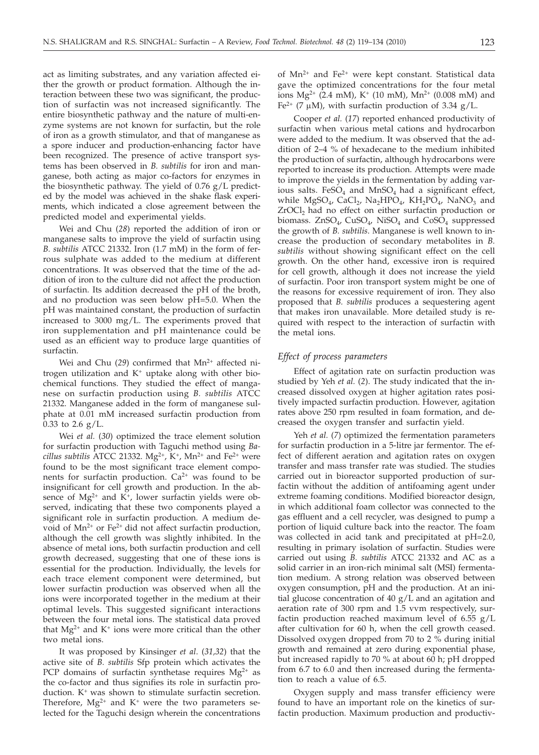act as limiting substrates, and any variation affected either the growth or product formation. Although the interaction between these two was significant, the production of surfactin was not increased significantly. The entire biosynthetic pathway and the nature of multi-enzyme systems are not known for surfactin, but the role of iron as a growth stimulator, and that of manganese as a spore inducer and production-enhancing factor have been recognized. The presence of active transport systems has been observed in *B. subtilis* for iron and manganese, both acting as major co-factors for enzymes in the biosynthetic pathway. The yield of 0.76 g/L predicted by the model was achieved in the shake flask experiments, which indicated a close agreement between the predicted model and experimental yields.

Wei and Chu (*28*) reported the addition of iron or manganese salts to improve the yield of surfactin using *B. subtilis* ATCC 21332. Iron (1.7 mM) in the form of ferrous sulphate was added to the medium at different concentrations. It was observed that the time of the addition of iron to the culture did not affect the production of surfactin. Its addition decreased the pH of the broth, and no production was seen below pH=5.0. When the pH was maintained constant, the production of surfactin increased to 3000 mg/L. The experiments proved that iron supplementation and pH maintenance could be used as an efficient way to produce large quantities of surfactin.

Wei and Chu (*29*) confirmed that $Mn^{2+}$ affected nitrogen utilization and $K^{+}$ uptake along with other biochemical functions. They studied the effect of manganese on surfactin production using *B. subtilis* ATCC 21332. Manganese added in the form of manganese sulphate at 0.01 mM increased surfactin production from 0.33 to 2.6 g/L.

Wei *et al.* (*30*) optimized the trace element solution for surfactin production with Taguchi method using *Bacillus subtilis* ATCC 21332. $Mg^{2+}$, $K^{+}$, $Mn^{2+}$ and $Fe^{2+}$ were found to be the most significant trace element components for surfactin production. $Ca^{2+}$ was found to be insignificant for cell growth and production. In the absence of $Mg^{2+}$ and $K^{+}$, lower surfactin yields were observed, indicating that these two components played a significant role in surfactin production. A medium devoid of $Mn^{2+}$ or $Fe^{2+}$ did not affect surfactin production, although the cell growth was slightly inhibited. In the absence of metal ions, both surfactin production and cell growth decreased, suggesting that one of these ions is essential for the production. Individually, the levels for each trace element component were determined, but lower surfactin production was observed when all the ions were incorporated together in the medium at their optimal levels. This suggested significant interactions between the four metal ions. The statistical data proved that $Mg^{2+}$ and $K^{+}$ ions were more critical than the other two metal ions.

It was proposed by Kinsinger *et al*. (*31,32*) that the active site of *B. subtilis* Sfp protein which activates the PCP domains of surfactin synthetase requires $Mg^{2+}$ as the co-factor and thus signifies its role in surfactin production. $K^{+}$ was shown to stimulate surfactin secretion. Therefore, $Mg^{2+}$ and $K^{+}$ were the two parameters selected for the Taguchi design wherein the concentrations of $Mn^{2+}$ and $Fe^{2+}$ were kept constant. Statistical data gave the optimized concentrations for the four metal ions $Mg^{2+}$ (2.4 mM), $K^{+}$ (10 mM), $Mn^{2+}$ (0.008 mM) and $Fe^{2+}$ (7 μM), with surfactin production of 3.34 g/L.

Cooper *et al.* (*17*) reported enhanced productivity of surfactin when various metal cations and hydrocarbon were added to the medium. It was observed that the addition of 2–4 % of hexadecane to the medium inhibited the production of surfactin, although hydrocarbons were reported to increase its production. Attempts were made to improve the yields in the fermentation by adding various salts. $FeSO_4$ and $MnSO_4$ had a significant effect, while $MgSO_4$, $CaCl_2$, $Na_2HPO_4$, $KH_2PO_4$, $NaNO_3$ and $ZrOCl_2$ had no effect on either surfactin production or biomass. $ZnSO_4$, $CuSO_4$, $NiSO_4$ and $CoSO_4$ suppressed the growth of *B. subtilis*. Manganese is well known to increase the production of secondary metabolites in *B. subtilis* without showing significant effect on the cell growth. On the other hand, excessive iron is required for cell growth, although it does not increase the yield of surfactin. Poor iron transport system might be one of the reasons for excessive requirement of iron. They also proposed that *B. subtilis* produces a sequestering agent that makes iron unavailable. More detailed study is required with respect to the interaction of surfactin with the metal ions.

### *Effect of process parameters*

Effect of agitation rate on surfactin production was studied by Yeh *et al.* (*2*). The study indicated that the increased dissolved oxygen at higher agitation rates positively impacted surfactin production. However, agitation rates above 250 rpm resulted in foam formation, and decreased the oxygen transfer and surfactin yield.

Yeh *et al.* (*7*) optimized the fermentation parameters for surfactin production in a 5-litre jar fermentor. The effect of different aeration and agitation rates on oxygen transfer and mass transfer rate was studied. The studies carried out in bioreactor supported production of surfactin without the addition of antifoaming agent under extreme foaming conditions. Modified bioreactor design, in which additional foam collector was connected to the gas effluent and a cell recycler, was designed to pump a portion of liquid culture back into the reactor. The foam was collected in acid tank and precipitated at pH=2.0, resulting in primary isolation of surfactin. Studies were carried out using *B. subtilis* ATCC 21332 and AC as a solid carrier in an iron-rich minimal salt (MSI) fermentation medium. A strong relation was observed between oxygen consumption, pH and the production. At an initial glucose concentration of 40 g/L and an agitation and aeration rate of 300 rpm and 1.5 vvm respectively, surfactin production reached maximum level of 6.55 g/L after cultivation for 60 h, when the cell growth ceased. Dissolved oxygen dropped from 70 to 2 % during initial growth and remained at zero during exponential phase, but increased rapidly to 70 % at about 60 h; pH dropped from 6.7 to 6.0 and then increased during the fermentation to reach a value of 6.5.

Oxygen supply and mass transfer efficiency were found to have an important role on the kinetics of surfactin production. Maximum production and productiv-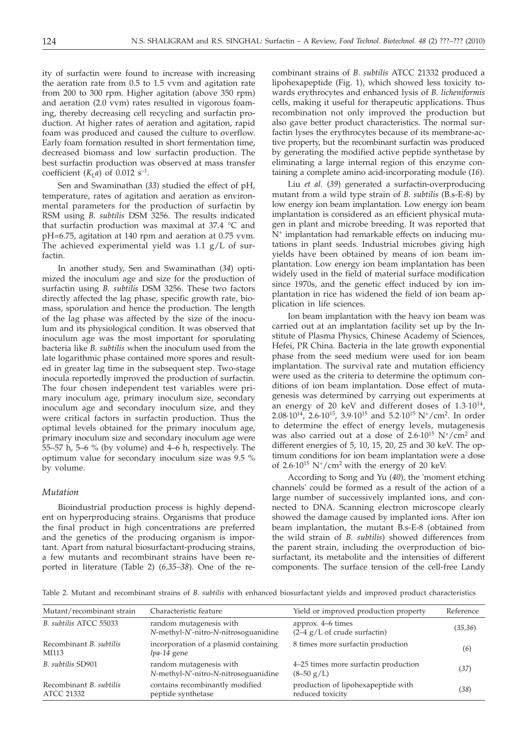ity of surfactin were found to increase with increasing the aeration rate from 0.5 to 1.5 vvm and agitation rate from 200 to 300 rpm. Higher agitation (above 350 rpm) and aeration (2.0 vvm) rates resulted in vigorous foaming, thereby decreasing cell recycling and surfactin production. At higher rates of aeration and agitation, rapid foam was produced and caused the culture to overflow. Early foam formation resulted in short fermentation time, decreased biomass and low surfactin production. The best surfactin production was observed at mass transfer coefficient ($K_La$) of 0.012 $s^{-1}$.

Sen and Swaminathan (*33*) studied the effect of pH, temperature, rates of agitation and aeration as environmental parameters for the production of surfactin by RSM using *B. subtilis* DSM 3256. The results indicated that surfactin production was maximal at 37.4 °C and pH=6.75, agitation at 140 rpm and aeration at 0.75 vvm. The achieved experimental yield was 1.1 g/L of surfactin.

In another study, Sen and Swaminathan (*34*) optimized the inoculum age and size for the production of surfactin using *B. subtilis* DSM 3256. These two factors directly affected the lag phase, specific growth rate, biomass, sporulation and hence the production. The length of the lag phase was affected by the size of the inoculum and its physiological condition. It was observed that inoculum age was the most important for sporulating bacteria like *B. subtilis* when the inoculum used from the late logarithmic phase contained more spores and resulted in greater lag time in the subsequent step. Two-stage inocula reportedly improved the production of surfactin. The four chosen independent test variables were primary inoculum age, primary inoculum size, secondary inoculum age and secondary inoculum size, and they were critical factors in surfactin production. Thus the optimal levels obtained for the primary inoculum age, primary inoculum size and secondary inoculum age were 55–57 h, 5–6 % (by volume) and 4–6 h, respectively. The optimum value for secondary inoculum size was 9.5 % by volume.

### *Mutation*

Bioindustrial production process is highly dependent on hyperproducing strains. Organisms that produce the final product in high concentrations are preferred and the genetics of the producing organism is important. Apart from natural biosurfactant-producing strains, a few mutants and recombinant strains have been reported in literature (Table 2) (*6,35–38*). One of the recombinant strains of *B. subtilis* ATCC 21332 produced a lipohexapeptide (Fig. 1), which showed less toxicity towards erythrocytes and enhanced lysis of *B. licheniformis* cells, making it useful for therapeutic applications. Thus recombination not only improved the production but also gave better product characteristics. The normal surfactin lyses the erythrocytes because of its membrane-active property, but the recombinant surfactin was produced by generating the modified active peptide synthetase by eliminating a large internal region of this enzyme containing a complete amino acid-incorporating module (*16*).

Liu *et al.* (*39*) generated a surfactin-overproducing mutant from a wild type strain of *B. subtilis* (B.s-E-8) by low energy ion beam implantation. Low energy ion beam implantation is considered as an efficient physical mutagen in plant and microbe breeding. It was reported that $N^+$ implantation had remarkable effects on inducing mutations in plant seeds. Industrial microbes giving high yields have been obtained by means of ion beam implantation. Low energy ion beam implantation has been widely used in the field of material surface modification since 1970s, and the genetic effect induced by ion implantation in rice has widened the field of ion beam application in life sciences.

Ion beam implantation with the heavy ion beam was carried out at an implantation facility set up by the Institute of Plasma Physics, Chinese Academy of Sciences, Hefei, PR China. Bacteria in the late growth exponential phase from the seed medium were used for ion beam implantation. The survival rate and mutation efficiency were used as the criteria to determine the optimum conditions of ion beam implantation. Dose effect of mutagenesis was determined by carrying out experiments at an energy of 20 keV and different doses of $1.3\cdot10^{14}$, $2.08\cdot10^{14}$, $2.6\cdot10^{15}$, $3.9\cdot10^{15}$ and $5.2\cdot10^{15}$ $N^+/cm^2$. In order to determine the effect of energy levels, mutagenesis was also carried out at a dose of $2.6\cdot10^{15}$ $N^+/cm^2$ and different energies of 5, 10, 15, 20, 25 and 30 keV. The optimum conditions for ion beam implantation were a dose of $2.6\cdot10^{15}$ $N^+/cm^2$ with the energy of 20 keV.

According to Song and Yu (*40*), the 'moment etching channels' could be formed as a result of the action of a large number of successively implanted ions, and connected to DNA. Scanning electron microscope clearly showed the damage caused by implanted ions. After ion beam implantation, the mutant B.s-E-8 (obtained from the wild strain of *B. subtilis*) showed differences from the parent strain, including the overproduction of biosurfactant, its metabolite and the intensities of different components. The surface tension of the cell-free Landy

Table 2. Mutant and recombinant strains of *B. subtilis* with enhanced biosurfactant yields and improved product characteristics

| Mutant/recombinant strain | Characteristic feature | Yield or improved production property | Reference |
|---|---|---|---|
| *B. subtilis* ATCC 55033 | random mutagenesis with *N*-methyl-*N*'-nitro-*N*-nitrosoguanidine | approx. 4–6 times (2–4 g/L of crude surfactin) | (*35,36*) |
| Recombinant *B. subtilis* MI113 | incorporation of a plasmid containing *lpa-14* gene | 8 times more surfactin production | (*6*) |
| *B. subtilis* SD901 | random mutagenesis with *N*-methyl-*N*'-nitro-*N*-nitrosoguanidine | 4–25 times more surfactin production (8–50 g/L) | (*37*) |
| Recombinant *B. subtilis* ATCC 21332 | contains recombinantly modified peptide synthetase | production of lipohexapeptide with reduced toxicity | (*38*) |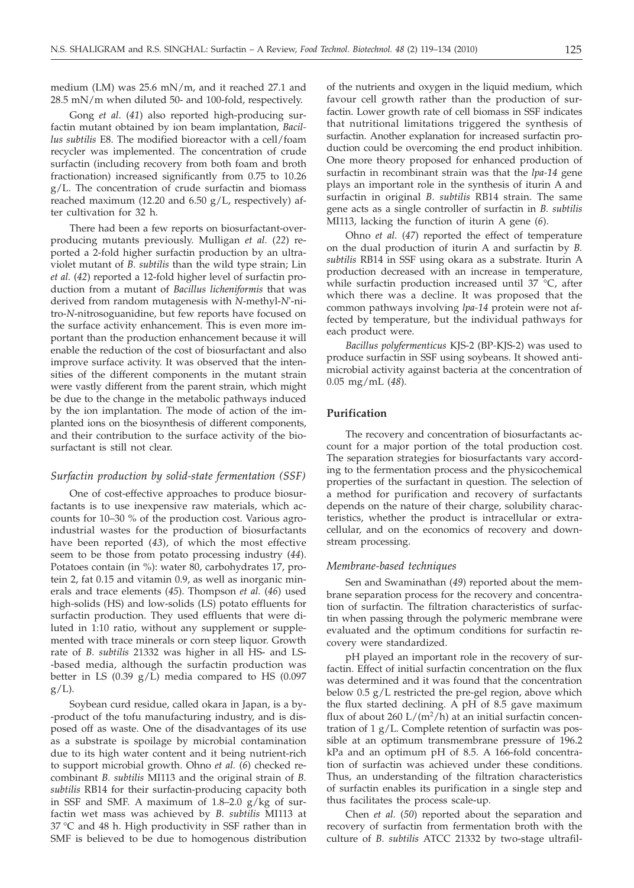medium (LM) was 25.6 mN/m, and it reached 27.1 and 28.5 mN/m when diluted 50- and 100-fold, respectively.

Gong *et al.* (*41*) also reported high-producing surfactin mutant obtained by ion beam implantation, *Bacillus subtilis* E8. The modified bioreactor with a cell/foam recycler was implemented. The concentration of crude surfactin (including recovery from both foam and broth fractionation) increased significantly from 0.75 to 10.26 g/L. The concentration of crude surfactin and biomass reached maximum (12.20 and 6.50 g/L, respectively) after cultivation for 32 h.

There had been a few reports on biosurfactant-overproducing mutants previously. Mulligan *et al.* (*22*) reported a 2-fold higher surfactin production by an ultraviolet mutant of *B. subtilis* than the wild type strain; Lin *et al.* (*42*) reported a 12-fold higher level of surfactin production from a mutant of *Bacillus licheniformis* that was derived from random mutagenesis with *N*-methyl-*N*'-nitro-*N*-nitrosoguanidine, but few reports have focused on the surface activity enhancement. This is even more important than the production enhancement because it will enable the reduction of the cost of biosurfactant and also improve surface activity. It was observed that the intensities of the different components in the mutant strain were vastly different from the parent strain, which might be due to the change in the metabolic pathways induced by the ion implantation. The mode of action of the implanted ions on the biosynthesis of different components, and their contribution to the surface activity of the biosurfactant is still not clear.

### *Surfactin production by solid-state fermentation (SSF)*

One of cost-effective approaches to produce biosurfactants is to use inexpensive raw materials, which accounts for 10–30 % of the production cost. Various agro-industrial wastes for the production of biosurfactants have been reported (*43*), of which the most effective seem to be those from potato processing industry (*44*). Potatoes contain (in %): water 80, carbohydrates 17, protein 2, fat 0.15 and vitamin 0.9, as well as inorganic minerals and trace elements (*45*). Thompson *et al.* (*46*) used high-solids (HS) and low-solids (LS) potato effluents for surfactin production. They used effluents that were diluted in 1:10 ratio, without any supplement or supplemented with trace minerals or corn steep liquor. Growth rate of *B. subtilis* 21332 was higher in all HS- and LS--based media, although the surfactin production was better in LS (0.39 g/L) media compared to HS (0.097 g/L).

Soybean curd residue, called okara in Japan, is a by--product of the tofu manufacturing industry, and is disposed off as waste. One of the disadvantages of its use as a substrate is spoilage by microbial contamination due to its high water content and it being nutrient-rich to support microbial growth. Ohno *et al.* (*6*) checked recombinant *B. subtilis* MI113 and the original strain of *B. subtilis* RB14 for their surfactin-producing capacity both in SSF and SMF. A maximum of 1.8–2.0 g/kg of surfactin wet mass was achieved by *B. subtilis* MI113 at 37 °C and 48 h. High productivity in SSF rather than in SMF is believed to be due to homogenous distribution of the nutrients and oxygen in the liquid medium, which favour cell growth rather than the production of surfactin. Lower growth rate of cell biomass in SSF indicates that nutritional limitations triggered the synthesis of surfactin. Another explanation for increased surfactin production could be overcoming the end product inhibition. One more theory proposed for enhanced production of surfactin in recombinant strain was that the *lpa-14* gene plays an important role in the synthesis of iturin A and surfactin in original *B. subtilis* RB14 strain. The same gene acts as a single controller of surfactin in *B. subtilis* MI113, lacking the function of iturin A gene (*6*).

Ohno *et al.* (*47*) reported the effect of temperature on the dual production of iturin A and surfactin by *B. subtilis* RB14 in SSF using okara as a substrate. Iturin A production decreased with an increase in temperature, while surfactin production increased until 37 °C, after which there was a decline. It was proposed that the common pathways involving *lpa-14* protein were not affected by temperature, but the individual pathways for each product were.

*Bacillus polyfermenticus* KJS-2 (BP-KJS-2) was used to produce surfactin in SSF using soybeans. It showed antimicrobial activity against bacteria at the concentration of 0.05 mg/mL (*48*).

## Purification

The recovery and concentration of biosurfactants account for a major portion of the total production cost. The separation strategies for biosurfactants vary according to the fermentation process and the physicochemical properties of the surfactant in question. The selection of a method for purification and recovery of surfactants depends on the nature of their charge, solubility characteristics, whether the product is intracellular or extracellular, and on the economics of recovery and downstream processing.

### *Membrane-based techniques*

Sen and Swaminathan (*49*) reported about the membrane separation process for the recovery and concentration of surfactin. The filtration characteristics of surfactin when passing through the polymeric membrane were evaluated and the optimum conditions for surfactin recovery were standardized.

pH played an important role in the recovery of surfactin. Effect of initial surfactin concentration on the flux was determined and it was found that the concentration below 0.5 g/L restricted the pre-gel region, above which the flux started declining. A pH of 8.5 gave maximum flux of about 260 L/($m^2$/h) at an initial surfactin concentration of 1 g/L. Complete retention of surfactin was possible at an optimum transmembrane pressure of 196.2 kPa and an optimum pH of 8.5. A 166-fold concentration of surfactin was achieved under these conditions. Thus, an understanding of the filtration characteristics of surfactin enables its purification in a single step and thus facilitates the process scale-up.

Chen *et al.* (*50*) reported about the separation and recovery of surfactin from fermentation broth with the culture of *B. subtilis* ATCC 21332 by two-stage ultrafil-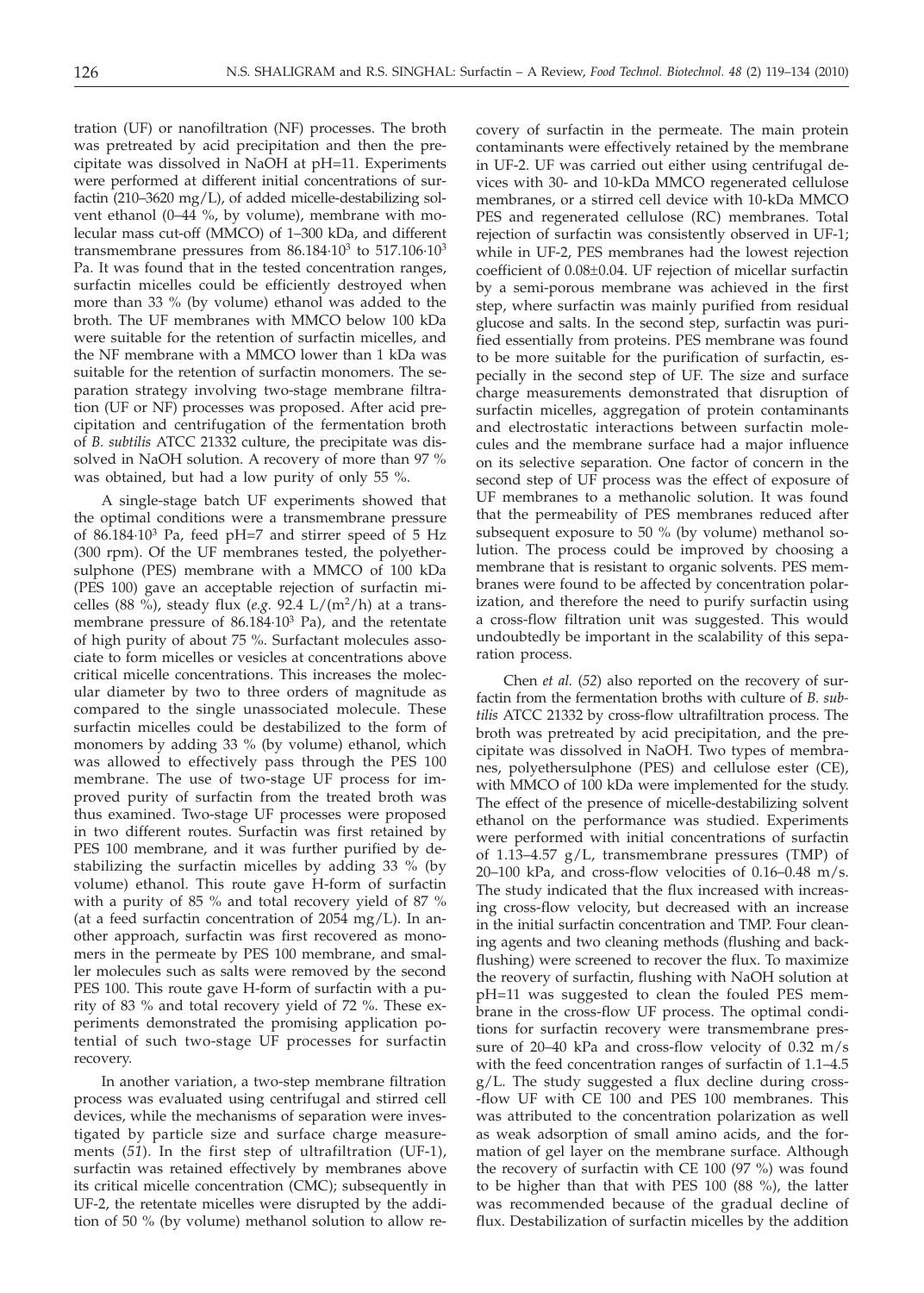tration (UF) or nanofiltration (NF) processes. The broth was pretreated by acid precipitation and then the precipitate was dissolved in NaOH at pH=11. Experiments were performed at different initial concentrations of surfactin (210–3620 mg/L), of added micelle-destabilizing solvent ethanol (0–44 %, by volume), membrane with molecular mass cut-off (MMCO) of 1–300 kDa, and different transmembrane pressures from $86.184 \cdot 10^3$ to $517.106 \cdot 10^3$ Pa. It was found that in the tested concentration ranges, surfactin micelles could be efficiently destroyed when more than 33 % (by volume) ethanol was added to the broth. The UF membranes with MMCO below 100 kDa were suitable for the retention of surfactin micelles, and the NF membrane with a MMCO lower than 1 kDa was suitable for the retention of surfactin monomers. The separation strategy involving two-stage membrane filtration (UF or NF) processes was proposed. After acid precipitation and centrifugation of the fermentation broth of *B. subtilis* ATCC 21332 culture, the precipitate was dissolved in NaOH solution. A recovery of more than 97 % was obtained, but had a low purity of only 55 %.

A single-stage batch UF experiments showed that the optimal conditions were a transmembrane pressure of $86.184 \cdot 10^3$ Pa, feed pH=7 and stirrer speed of 5 Hz (300 rpm). Of the UF membranes tested, the polyethersulphone (PES) membrane with a MMCO of 100 kDa (PES 100) gave an acceptable rejection of surfactin micelles (88 %), steady flux (*e.g.* 92.4 L/(m$^2$/h) at a transmembrane pressure of $86.184 \cdot 10^3$ Pa), and the retentate of high purity of about 75 %. Surfactant molecules associate to form micelles or vesicles at concentrations above critical micelle concentrations. This increases the molecular diameter by two to three orders of magnitude as compared to the single unassociated molecule. These surfactin micelles could be destabilized to the form of monomers by adding 33 % (by volume) ethanol, which was allowed to effectively pass through the PES 100 membrane. The use of two-stage UF process for improved purity of surfactin from the treated broth was thus examined. Two-stage UF processes were proposed in two different routes. Surfactin was first retained by PES 100 membrane, and it was further purified by destabilizing the surfactin micelles by adding 33 % (by volume) ethanol. This route gave H-form of surfactin with a purity of 85 % and total recovery yield of 87 % (at a feed surfactin concentration of 2054 mg/L). In another approach, surfactin was first recovered as monomers in the permeate by PES 100 membrane, and smaller molecules such as salts were removed by the second PES 100. This route gave H-form of surfactin with a purity of 83 % and total recovery yield of 72 %. These experiments demonstrated the promising application potential of such two-stage UF processes for surfactin recovery.

In another variation, a two-step membrane filtration process was evaluated using centrifugal and stirred cell devices, while the mechanisms of separation were investigated by particle size and surface charge measurements (*51*). In the first step of ultrafiltration (UF-1), surfactin was retained effectively by membranes above its critical micelle concentration (CMC); subsequently in UF-2, the retentate micelles were disrupted by the addition of 50 % (by volume) methanol solution to allow recovery of surfactin in the permeate. The main protein contaminants were effectively retained by the membrane in UF-2. UF was carried out either using centrifugal devices with 30- and 10-kDa MMCO regenerated cellulose membranes, or a stirred cell device with 10-kDa MMCO PES and regenerated cellulose (RC) membranes. Total rejection of surfactin was consistently observed in UF-1; while in UF-2, PES membranes had the lowest rejection coefficient of 0.08±0.04. UF rejection of micellar surfactin by a semi-porous membrane was achieved in the first step, where surfactin was mainly purified from residual glucose and salts. In the second step, surfactin was purified essentially from proteins. PES membrane was found to be more suitable for the purification of surfactin, especially in the second step of UF. The size and surface charge measurements demonstrated that disruption of surfactin micelles, aggregation of protein contaminants and electrostatic interactions between surfactin molecules and the membrane surface had a major influence on its selective separation. One factor of concern in the second step of UF process was the effect of exposure of UF membranes to a methanolic solution. It was found that the permeability of PES membranes reduced after subsequent exposure to 50 % (by volume) methanol solution. The process could be improved by choosing a membrane that is resistant to organic solvents. PES membranes were found to be affected by concentration polarization, and therefore the need to purify surfactin using a cross-flow filtration unit was suggested. This would undoubtedly be important in the scalability of this separation process.

Chen *et al.* (*52*) also reported on the recovery of surfactin from the fermentation broths with culture of *B. subtilis* ATCC 21332 by cross-flow ultrafiltration process. The broth was pretreated by acid precipitation, and the precipitate was dissolved in NaOH. Two types of membranes, polyethersulphone (PES) and cellulose ester (CE), with MMCO of 100 kDa were implemented for the study. The effect of the presence of micelle-destabilizing solvent ethanol on the performance was studied. Experiments were performed with initial concentrations of surfactin of 1.13–4.57 g/L, transmembrane pressures (TMP) of 20–100 kPa, and cross-flow velocities of 0.16–0.48 m/s. The study indicated that the flux increased with increasing cross-flow velocity, but decreased with an increase in the initial surfactin concentration and TMP. Four cleaning agents and two cleaning methods (flushing and backflushing) were screened to recover the flux. To maximize the reovery of surfactin, flushing with NaOH solution at pH=11 was suggested to clean the fouled PES membrane in the cross-flow UF process. The optimal conditions for surfactin recovery were transmembrane pressure of 20–40 kPa and cross-flow velocity of 0.32 m/s with the feed concentration ranges of surfactin of 1.1–4.5 g/L. The study suggested a flux decline during cross-flow UF with CE 100 and PES 100 membranes. This was attributed to the concentration polarization as well as weak adsorption of small amino acids, and the formation of gel layer on the membrane surface. Although the recovery of surfactin with CE 100 (97 %) was found to be higher than that with PES 100 (88 %), the latter was recommended because of the gradual decline of flux. Destabilization of surfactin micelles by the addition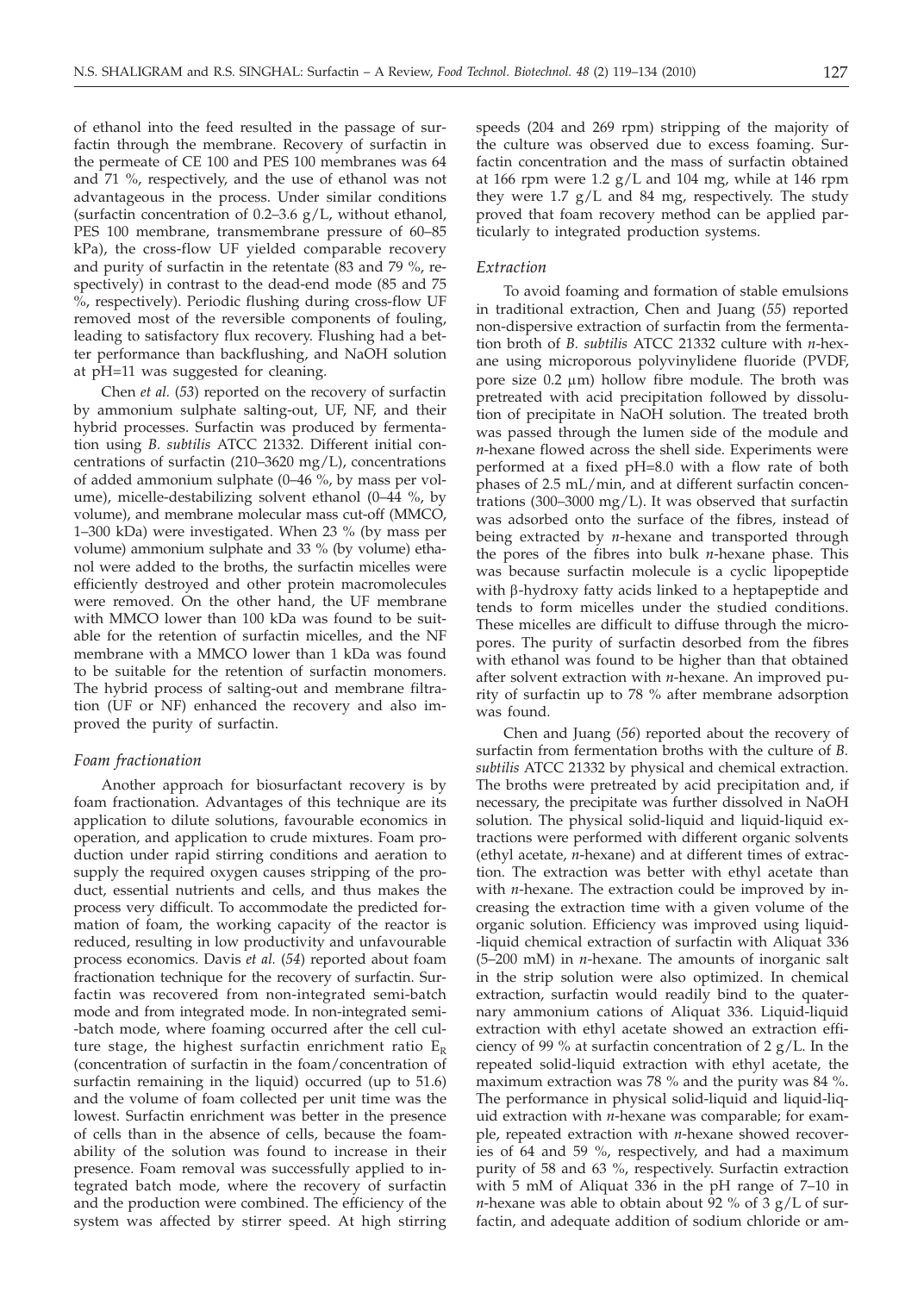of ethanol into the feed resulted in the passage of surfactin through the membrane. Recovery of surfactin in the permeate of CE 100 and PES 100 membranes was 64 and 71 %, respectively, and the use of ethanol was not advantageous in the process. Under similar conditions (surfactin concentration of 0.2–3.6 g/L, without ethanol, PES 100 membrane, transmembrane pressure of 60–85 kPa), the cross-flow UF yielded comparable recovery and purity of surfactin in the retentate (83 and 79 %, respectively) in contrast to the dead-end mode (85 and 75 %, respectively). Periodic flushing during cross-flow UF removed most of the reversible components of fouling, leading to satisfactory flux recovery. Flushing had a better performance than backflushing, and NaOH solution at pH=11 was suggested for cleaning.

Chen *et al.* (*53*) reported on the recovery of surfactin by ammonium sulphate salting-out, UF, NF, and their hybrid processes. Surfactin was produced by fermentation using *B. subtilis* ATCC 21332. Different initial concentrations of surfactin (210–3620 mg/L), concentrations of added ammonium sulphate (0–46 %, by mass per volume), micelle-destabilizing solvent ethanol (0–44 %, by volume), and membrane molecular mass cut-off (MMCO, 1–300 kDa) were investigated. When 23 % (by mass per volume) ammonium sulphate and 33 % (by volume) ethanol were added to the broths, the surfactin micelles were efficiently destroyed and other protein macromolecules were removed. On the other hand, the UF membrane with MMCO lower than 100 kDa was found to be suitable for the retention of surfactin micelles, and the NF membrane with a MMCO lower than 1 kDa was found to be suitable for the retention of surfactin monomers. The hybrid process of salting-out and membrane filtration (UF or NF) enhanced the recovery and also improved the purity of surfactin.

### *Foam fractionation*

Another approach for biosurfactant recovery is by foam fractionation. Advantages of this technique are its application to dilute solutions, favourable economics in operation, and application to crude mixtures. Foam production under rapid stirring conditions and aeration to supply the required oxygen causes stripping of the product, essential nutrients and cells, and thus makes the process very difficult. To accommodate the predicted formation of foam, the working capacity of the reactor is reduced, resulting in low productivity and unfavourable process economics. Davis *et al.* (*54*) reported about foam fractionation technique for the recovery of surfactin. Surfactin was recovered from non-integrated semi-batch mode and from integrated mode. In non-integrated semi-batch mode, where foaming occurred after the cell culture stage, the highest surfactin enrichment ratio $E_R$ (concentration of surfactin in the foam/concentration of surfactin remaining in the liquid) occurred (up to 51.6) and the volume of foam collected per unit time was the lowest. Surfactin enrichment was better in the presence of cells than in the absence of cells, because the foamability of the solution was found to increase in their presence. Foam removal was successfully applied to integrated batch mode, where the recovery of surfactin and the production were combined. The efficiency of the system was affected by stirrer speed. At high stirring speeds (204 and 269 rpm) stripping of the majority of the culture was observed due to excess foaming. Surfactin concentration and the mass of surfactin obtained at 166 rpm were 1.2 g/L and 104 mg, while at 146 rpm they were 1.7 g/L and 84 mg, respectively. The study proved that foam recovery method can be applied particularly to integrated production systems.

### *Extraction*

To avoid foaming and formation of stable emulsions in traditional extraction, Chen and Juang (*55*) reported non-dispersive extraction of surfactin from the fermentation broth of *B. subtilis* ATCC 21332 culture with *n*-hexane using microporous polyvinylidene fluoride (PVDF, pore size 0.2 μm) hollow fibre module. The broth was pretreated with acid precipitation followed by dissolution of precipitate in NaOH solution. The treated broth was passed through the lumen side of the module and *n*-hexane flowed across the shell side. Experiments were performed at a fixed pH=8.0 with a flow rate of both phases of 2.5 mL/min, and at different surfactin concentrations (300–3000 mg/L). It was observed that surfactin was adsorbed onto the surface of the fibres, instead of being extracted by *n*-hexane and transported through the pores of the fibres into bulk *n*-hexane phase. This was because surfactin molecule is a cyclic lipopeptide with β-hydroxy fatty acids linked to a heptapeptide and tends to form micelles under the studied conditions. These micelles are difficult to diffuse through the micropores. The purity of surfactin desorbed from the fibres with ethanol was found to be higher than that obtained after solvent extraction with *n*-hexane. An improved purity of surfactin up to 78 % after membrane adsorption was found.

Chen and Juang (*56*) reported about the recovery of surfactin from fermentation broths with the culture of *B. subtilis* ATCC 21332 by physical and chemical extraction. The broths were pretreated by acid precipitation and, if necessary, the precipitate was further dissolved in NaOH solution. The physical solid-liquid and liquid-liquid extractions were performed with different organic solvents (ethyl acetate, *n*-hexane) and at different times of extraction. The extraction was better with ethyl acetate than with *n*-hexane. The extraction could be improved by increasing the extraction time with a given volume of the organic solution. Efficiency was improved using liquid-liquid chemical extraction of surfactin with Aliquat 336 (5–200 mM) in *n*-hexane. The amounts of inorganic salt in the strip solution were also optimized. In chemical extraction, surfactin would readily bind to the quaternary ammonium cations of Aliquat 336. Liquid-liquid extraction with ethyl acetate showed an extraction efficiency of 99 % at surfactin concentration of 2 g/L. In the repeated solid-liquid extraction with ethyl acetate, the maximum extraction was 78 % and the purity was 84 %. The performance in physical solid-liquid and liquid-liquid extraction with *n*-hexane was comparable; for example, repeated extraction with *n*-hexane showed recoveries of 64 and 59 %, respectively, and had a maximum purity of 58 and 63 %, respectively. Surfactin extraction with 5 mM of Aliquat 336 in the pH range of 7–10 in *n*-hexane was able to obtain about 92 % of 3 g/L of surfactin, and adequate addition of sodium chloride or am-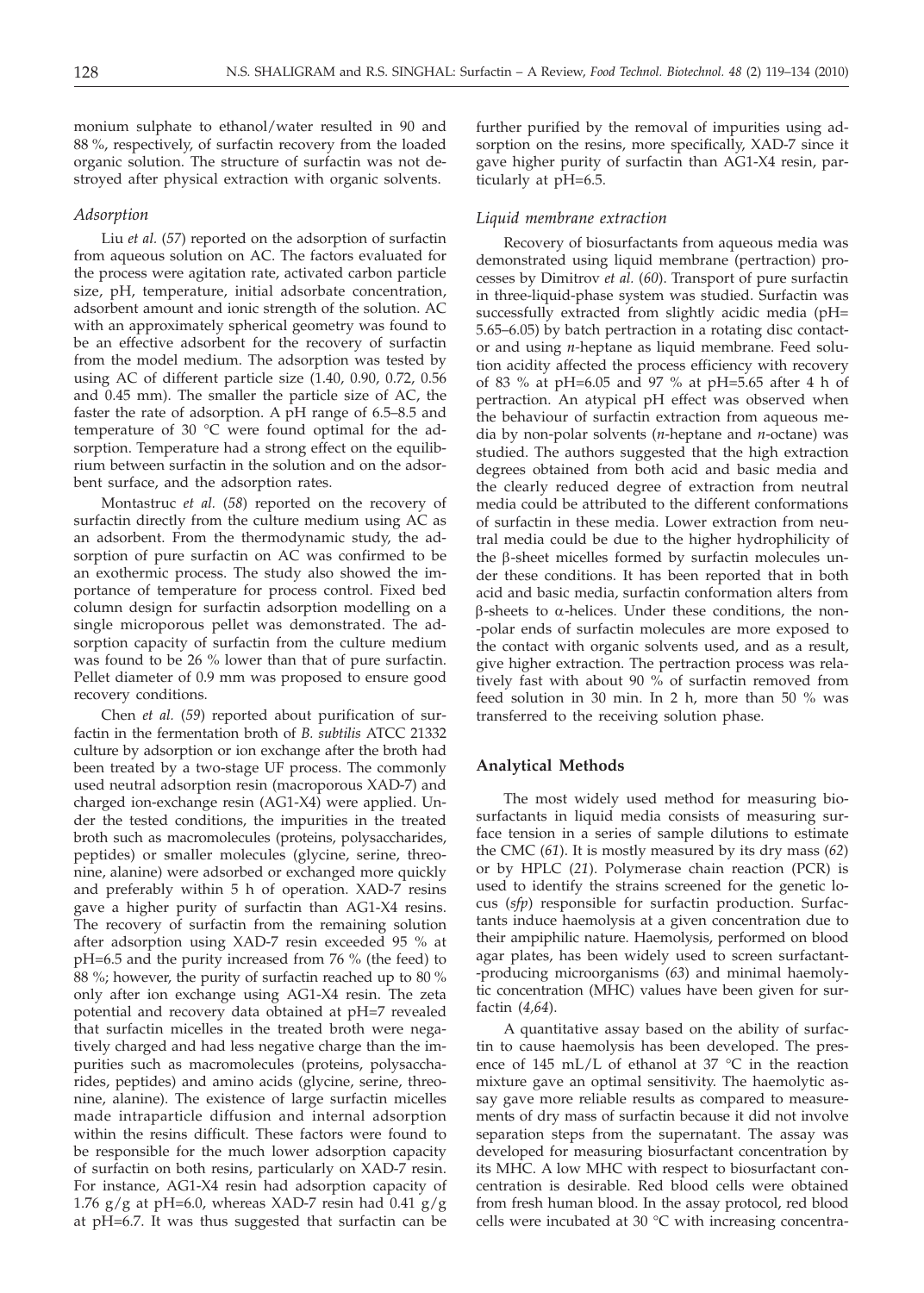monium sulphate to ethanol/water resulted in 90 and 88 %, respectively, of surfactin recovery from the loaded organic solution. The structure of surfactin was not destroyed after physical extraction with organic solvents.

### *Adsorption*

Liu *et al.* (*57*) reported on the adsorption of surfactin from aqueous solution on AC. The factors evaluated for the process were agitation rate, activated carbon particle size, pH, temperature, initial adsorbate concentration, adsorbent amount and ionic strength of the solution. AC with an approximately spherical geometry was found to be an effective adsorbent for the recovery of surfactin from the model medium. The adsorption was tested by using AC of different particle size (1.40, 0.90, 0.72, 0.56 and 0.45 mm). The smaller the particle size of AC, the faster the rate of adsorption. A pH range of 6.5–8.5 and temperature of 30 °C were found optimal for the adsorption. Temperature had a strong effect on the equilibrium between surfactin in the solution and on the adsorbent surface, and the adsorption rates.

Montastruc *et al.* (*58*) reported on the recovery of surfactin directly from the culture medium using AC as an adsorbent. From the thermodynamic study, the adsorption of pure surfactin on AC was confirmed to be an exothermic process. The study also showed the importance of temperature for process control. Fixed bed column design for surfactin adsorption modelling on a single microporous pellet was demonstrated. The adsorption capacity of surfactin from the culture medium was found to be 26 % lower than that of pure surfactin. Pellet diameter of 0.9 mm was proposed to ensure good recovery conditions.

Chen *et al.* (*59*) reported about purification of surfactin in the fermentation broth of *B. subtilis* ATCC 21332 culture by adsorption or ion exchange after the broth had been treated by a two-stage UF process. The commonly used neutral adsorption resin (macroporous XAD-7) and charged ion-exchange resin (AG1-X4) were applied. Under the tested conditions, the impurities in the treated broth such as macromolecules (proteins, polysaccharides, peptides) or smaller molecules (glycine, serine, threonine, alanine) were adsorbed or exchanged more quickly and preferably within 5 h of operation. XAD-7 resins gave a higher purity of surfactin than AG1-X4 resins. The recovery of surfactin from the remaining solution after adsorption using XAD-7 resin exceeded 95 % at pH=6.5 and the purity increased from 76 % (the feed) to 88 %; however, the purity of surfactin reached up to 80 % only after ion exchange using AG1-X4 resin. The zeta potential and recovery data obtained at pH=7 revealed that surfactin micelles in the treated broth were negatively charged and had less negative charge than the impurities such as macromolecules (proteins, polysaccharides, peptides) and amino acids (glycine, serine, threonine, alanine). The existence of large surfactin micelles made intraparticle diffusion and internal adsorption within the resins difficult. These factors were found to be responsible for the much lower adsorption capacity of surfactin on both resins, particularly on XAD-7 resin. For instance, AG1-X4 resin had adsorption capacity of 1.76 g/g at pH=6.0, whereas XAD-7 resin had 0.41 g/g at pH=6.7. It was thus suggested that surfactin can be further purified by the removal of impurities using adsorption on the resins, more specifically, XAD-7 since it gave higher purity of surfactin than AG1-X4 resin, particularly at pH=6.5.

### *Liquid membrane extraction*

Recovery of biosurfactants from aqueous media was demonstrated using liquid membrane (pertraction) processes by Dimitrov *et al.* (*60*). Transport of pure surfactin in three-liquid-phase system was studied. Surfactin was successfully extracted from slightly acidic media (pH=5.65–6.05) by batch pertraction in a rotating disc contactor and using *n*-heptane as liquid membrane. Feed solution acidity affected the process efficiency with recovery of 83 % at pH=6.05 and 97 % at pH=5.65 after 4 h of pertraction. An atypical pH effect was observed when the behaviour of surfactin extraction from aqueous media by non-polar solvents (*n*-heptane and *n*-octane) was studied. The authors suggested that the high extraction degrees obtained from both acid and basic media and the clearly reduced degree of extraction from neutral media could be attributed to the different conformations of surfactin in these media. Lower extraction from neutral media could be due to the higher hydrophilicity of the β-sheet micelles formed by surfactin molecules under these conditions. It has been reported that in both acid and basic media, surfactin conformation alters from β-sheets to α-helices. Under these conditions, the non-polar ends of surfactin molecules are more exposed to the contact with organic solvents used, and as a result, give higher extraction. The pertraction process was relatively fast with about 90 % of surfactin removed from feed solution in 30 min. In 2 h, more than 50 % was transferred to the receiving solution phase.

## Analytical Methods

The most widely used method for measuring biosurfactants in liquid media consists of measuring surface tension in a series of sample dilutions to estimate the CMC (*61*). It is mostly measured by its dry mass (*62*) or by HPLC (*21*). Polymerase chain reaction (PCR) is used to identify the strains screened for the genetic locus (*sfp*) responsible for surfactin production. Surfactants induce haemolysis at a given concentration due to their ampiphilic nature. Haemolysis, performed on blood agar plates, has been widely used to screen surfactant-producing microorganisms (*63*) and minimal haemolytic concentration (MHC) values have been given for surfactin (*4,64*).

A quantitative assay based on the ability of surfactin to cause haemolysis has been developed. The presence of 145 mL/L of ethanol at 37 °C in the reaction mixture gave an optimal sensitivity. The haemolytic assay gave more reliable results as compared to measurements of dry mass of surfactin because it did not involve separation steps from the supernatant. The assay was developed for measuring biosurfactant concentration by its MHC. A low MHC with respect to biosurfactant concentration is desirable. Red blood cells were obtained from fresh human blood. In the assay protocol, red blood cells were incubated at 30 °C with increasing concentra-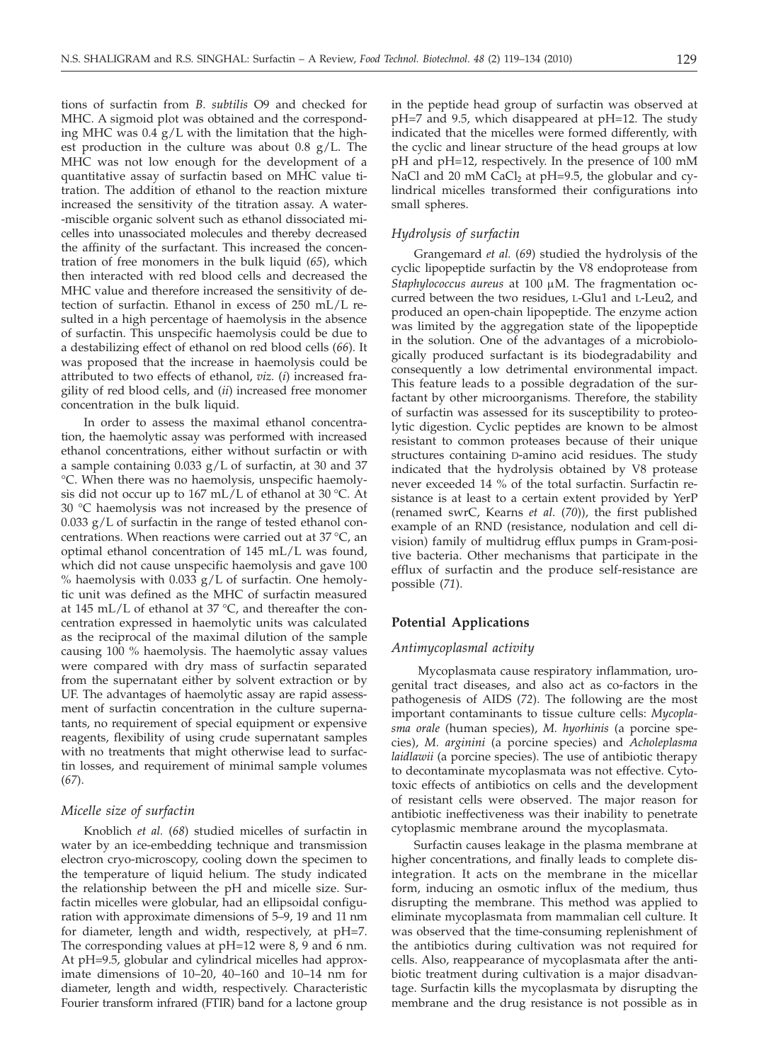tions of surfactin from *B. subtilis* O9 and checked for MHC. A sigmoid plot was obtained and the corresponding MHC was 0.4 g/L with the limitation that the highest production in the culture was about 0.8 g/L. The MHC was not low enough for the development of a quantitative assay of surfactin based on MHC value titration. The addition of ethanol to the reaction mixture increased the sensitivity of the titration assay. A water-miscible organic solvent such as ethanol dissociated micelles into unassociated molecules and thereby decreased the affinity of the surfactant. This increased the concentration of free monomers in the bulk liquid (*65*), which then interacted with red blood cells and decreased the MHC value and therefore increased the sensitivity of detection of surfactin. Ethanol in excess of 250 mL/L resulted in a high percentage of haemolysis in the absence of surfactin. This unspecific haemolysis could be due to a destabilizing effect of ethanol on red blood cells (*66*). It was proposed that the increase in haemolysis could be attributed to two effects of ethanol, *viz.* (*i*) increased fragility of red blood cells, and (*ii*) increased free monomer concentration in the bulk liquid.

In order to assess the maximal ethanol concentration, the haemolytic assay was performed with increased ethanol concentrations, either without surfactin or with a sample containing 0.033 g/L of surfactin, at 30 and 37 °C. When there was no haemolysis, unspecific haemolysis did not occur up to 167 mL/L of ethanol at 30 °C. At 30 °C haemolysis was not increased by the presence of 0.033 g/L of surfactin in the range of tested ethanol concentrations. When reactions were carried out at 37 °C, an optimal ethanol concentration of 145 mL/L was found, which did not cause unspecific haemolysis and gave 100 % haemolysis with 0.033 g/L of surfactin. One hemolytic unit was defined as the MHC of surfactin measured at 145 mL/L of ethanol at 37 °C, and thereafter the concentration expressed in haemolytic units was calculated as the reciprocal of the maximal dilution of the sample causing 100 % haemolysis. The haemolytic assay values were compared with dry mass of surfactin separated from the supernatant either by solvent extraction or by UF. The advantages of haemolytic assay are rapid assessment of surfactin concentration in the culture supernatants, no requirement of special equipment or expensive reagents, flexibility of using crude supernatant samples with no treatments that might otherwise lead to surfactin losses, and requirement of minimal sample volumes (*67*).

### *Micelle size of surfactin*

Knoblich *et al.* (*68*) studied micelles of surfactin in water by an ice-embedding technique and transmission electron cryo-microscopy, cooling down the specimen to the temperature of liquid helium. The study indicated the relationship between the pH and micelle size. Surfactin micelles were globular, had an ellipsoidal configuration with approximate dimensions of 5–9, 19 and 11 nm for diameter, length and width, respectively, at pH=7. The corresponding values at pH=12 were 8, 9 and 6 nm. At pH=9.5, globular and cylindrical micelles had approximate dimensions of 10–20, 40–160 and 10–14 nm for diameter, length and width, respectively. Characteristic Fourier transform infrared (FTIR) band for a lactone group in the peptide head group of surfactin was observed at pH=7 and 9.5, which disappeared at pH=12. The study indicated that the micelles were formed differently, with the cyclic and linear structure of the head groups at low pH and pH=12, respectively. In the presence of 100 mM NaCl and 20 mM $CaCl_2$ at pH=9.5, the globular and cylindrical micelles transformed their configurations into small spheres.

### *Hydrolysis of surfactin*

Grangemard *et al.* (*69*) studied the hydrolysis of the cyclic lipopeptide surfactin by the V8 endoprotease from *Staphylococcus aureus* at 100 μM. The fragmentation occurred between the two residues, L-Glu1 and L-Leu2, and produced an open-chain lipopeptide. The enzyme action was limited by the aggregation state of the lipopeptide in the solution. One of the advantages of a microbiologically produced surfactant is its biodegradability and consequently a low detrimental environmental impact. This feature leads to a possible degradation of the surfactant by other microorganisms. Therefore, the stability of surfactin was assessed for its susceptibility to proteolytic digestion. Cyclic peptides are known to be almost resistant to common proteases because of their unique structures containing D-amino acid residues. The study indicated that the hydrolysis obtained by V8 protease never exceeded 14 % of the total surfactin. Surfactin resistance is at least to a certain extent provided by YerP (renamed swrC, Kearns *et al.* (*70*)), the first published example of an RND (resistance, nodulation and cell division) family of multidrug efflux pumps in Gram-positive bacteria. Other mechanisms that participate in the efflux of surfactin and the produce self-resistance are possible (*71*).

## Potential Applications

### *Antimycoplasmal activity*

Mycoplasmata cause respiratory inflammation, urogenital tract diseases, and also act as co-factors in the pathogenesis of AIDS (*72*). The following are the most important contaminants to tissue culture cells: *Mycoplasma orale* (human species), *M. hyorhinis* (a porcine species), *M. arginini* (a porcine species) and *Acholeplasma laidlawii* (a porcine species). The use of antibiotic therapy to decontaminate mycoplasmata was not effective. Cytotoxic effects of antibiotics on cells and the development of resistant cells were observed. The major reason for antibiotic ineffectiveness was their inability to penetrate cytoplasmic membrane around the mycoplasmata.

Surfactin causes leakage in the plasma membrane at higher concentrations, and finally leads to complete disintegration. It acts on the membrane in the micellar form, inducing an osmotic influx of the medium, thus disrupting the membrane. This method was applied to eliminate mycoplasmata from mammalian cell culture. It was observed that the time-consuming replenishment of the antibiotics during cultivation was not required for cells. Also, reappearance of mycoplasmata after the antibiotic treatment during cultivation is a major disadvantage. Surfactin kills the mycoplasmata by disrupting the membrane and the drug resistance is not possible as in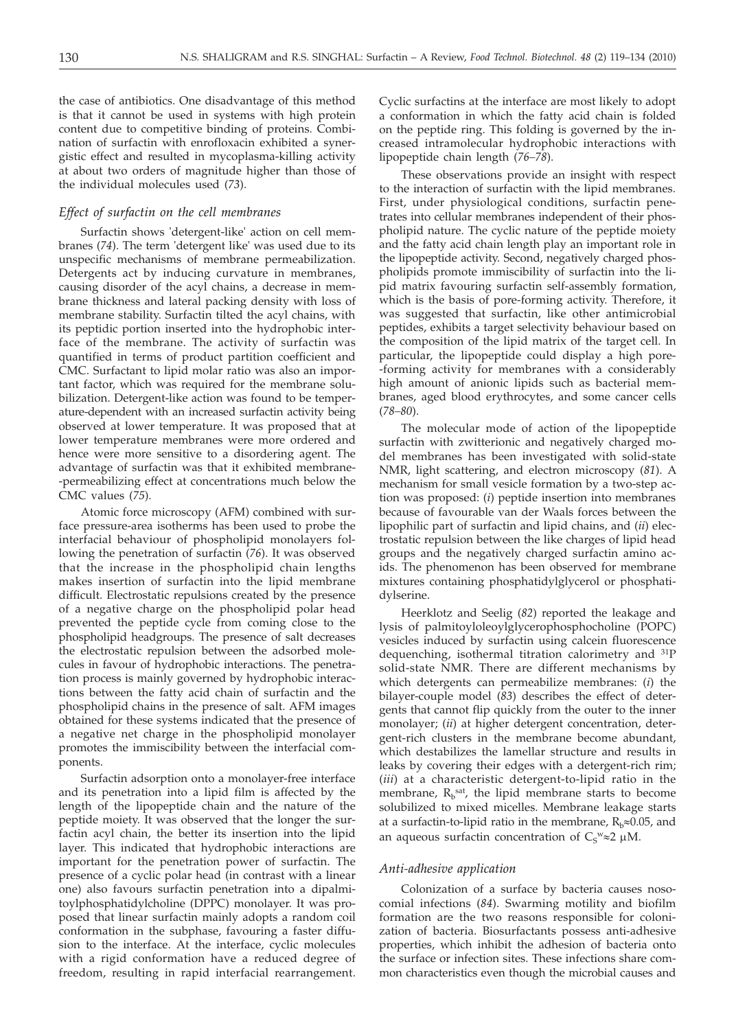the case of antibiotics. One disadvantage of this method is that it cannot be used in systems with high protein content due to competitive binding of proteins. Combination of surfactin with enrofloxacin exhibited a synergistic effect and resulted in mycoplasma-killing activity at about two orders of magnitude higher than those of the individual molecules used (*73*).

### *Effect of surfactin on the cell membranes*

Surfactin shows 'detergent-like' action on cell membranes (*74*). The term 'detergent like' was used due to its unspecific mechanisms of membrane permeabilization. Detergents act by inducing curvature in membranes, causing disorder of the acyl chains, a decrease in membrane thickness and lateral packing density with loss of membrane stability. Surfactin tilted the acyl chains, with its peptidic portion inserted into the hydrophobic interface of the membrane. The activity of surfactin was quantified in terms of product partition coefficient and CMC. Surfactant to lipid molar ratio was also an important factor, which was required for the membrane solubilization. Detergent-like action was found to be temperature-dependent with an increased surfactin activity being observed at lower temperature. It was proposed that at lower temperature membranes were more ordered and hence were more sensitive to a disordering agent. The advantage of surfactin was that it exhibited membrane-permeabilizing effect at concentrations much below the CMC values (*75*).

Atomic force microscopy (AFM) combined with surface pressure-area isotherms has been used to probe the interfacial behaviour of phospholipid monolayers following the penetration of surfactin (*76*). It was observed that the increase in the phospholipid chain lengths makes insertion of surfactin into the lipid membrane difficult. Electrostatic repulsions created by the presence of a negative charge on the phospholipid polar head prevented the peptide cycle from coming close to the phospholipid headgroups. The presence of salt decreases the electrostatic repulsion between the adsorbed molecules in favour of hydrophobic interactions. The penetration process is mainly governed by hydrophobic interactions between the fatty acid chain of surfactin and the phospholipid chains in the presence of salt. AFM images obtained for these systems indicated that the presence of a negative net charge in the phospholipid monolayer promotes the immiscibility between the interfacial components.

Surfactin adsorption onto a monolayer-free interface and its penetration into a lipid film is affected by the length of the lipopeptide chain and the nature of the peptide moiety. It was observed that the longer the surfactin acyl chain, the better its insertion into the lipid layer. This indicated that hydrophobic interactions are important for the penetration power of surfactin. The presence of a cyclic polar head (in contrast with a linear one) also favours surfactin penetration into a dipalmitoylphosphatidylcholine (DPPC) monolayer. It was proposed that linear surfactin mainly adopts a random coil conformation in the subphase, favouring a faster diffusion to the interface. At the interface, cyclic molecules with a rigid conformation have a reduced degree of freedom, resulting in rapid interfacial rearrangement. Cyclic surfactins at the interface are most likely to adopt a conformation in which the fatty acid chain is folded on the peptide ring. This folding is governed by the increased intramolecular hydrophobic interactions with lipopeptide chain length (*76–78*).

These observations provide an insight with respect to the interaction of surfactin with the lipid membranes. First, under physiological conditions, surfactin penetrates into cellular membranes independent of their phospholipid nature. The cyclic nature of the peptide moiety and the fatty acid chain length play an important role in the lipopeptide activity. Second, negatively charged phospholipids promote immiscibility of surfactin into the lipid matrix favouring surfactin self-assembly formation, which is the basis of pore-forming activity. Therefore, it was suggested that surfactin, like other antimicrobial peptides, exhibits a target selectivity behaviour based on the composition of the lipid matrix of the target cell. In particular, the lipopeptide could display a high pore-forming activity for membranes with a considerably high amount of anionic lipids such as bacterial membranes, aged blood erythrocytes, and some cancer cells (*78–80*).

The molecular mode of action of the lipopeptide surfactin with zwitterionic and negatively charged model membranes has been investigated with solid-state NMR, light scattering, and electron microscopy (*81*). A mechanism for small vesicle formation by a two-step action was proposed: (*i*) peptide insertion into membranes because of favourable van der Waals forces between the lipophilic part of surfactin and lipid chains, and (*ii*) electrostatic repulsion between the like charges of lipid head groups and the negatively charged surfactin amino acids. The phenomenon has been observed for membrane mixtures containing phosphatidylglycerol or phosphatidylserine.

Heerklotz and Seelig (*82*) reported the leakage and lysis of palmitoyloleoylglycerophosphocholine (POPC) vesicles induced by surfactin using calcein fluorescence dequenching, isothermal titration calorimetry and $^{31}$P solid-state NMR. There are different mechanisms by which detergents can permeabilize membranes: (*i*) the bilayer-couple model (*83*) describes the effect of detergents that cannot flip quickly from the outer to the inner monolayer; (*ii*) at higher detergent concentration, detergent-rich clusters in the membrane become abundant, which destabilizes the lamellar structure and results in leaks by covering their edges with a detergent-rich rim; (*iii*) at a characteristic detergent-to-lipid ratio in the membrane, $R_b^{sat}$, the lipid membrane starts to become solubilized to mixed micelles. Membrane leakage starts at a surfactin-to-lipid ratio in the membrane, $R_b \approx 0.05$, and an aqueous surfactin concentration of $C_S^w \approx 2$ μM.

### *Anti-adhesive application*

Colonization of a surface by bacteria causes nosocomial infections (*84*). Swarming motility and biofilm formation are the two reasons responsible for colonization of bacteria. Biosurfactants possess anti-adhesive properties, which inhibit the adhesion of bacteria onto the surface or infection sites. These infections share common characteristics even though the microbial causes and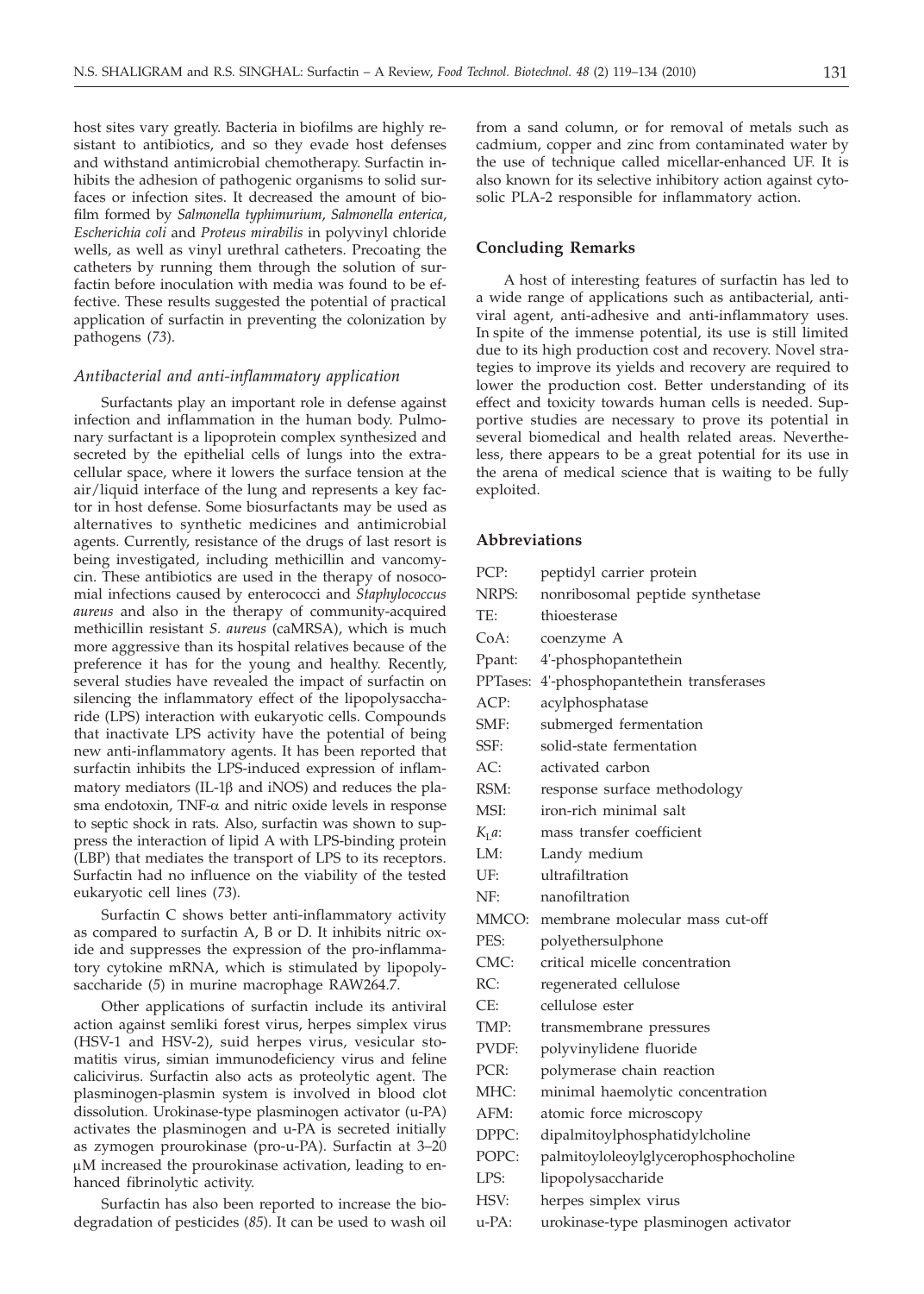host sites vary greatly. Bacteria in biofilms are highly resistant to antibiotics, and so they evade host defenses and withstand antimicrobial chemotherapy. Surfactin inhibits the adhesion of pathogenic organisms to solid surfaces or infection sites. It decreased the amount of biofilm formed by *Salmonella typhimurium*, *Salmonella enterica*, *Escherichia coli* and *Proteus mirabilis* in polyvinyl chloride wells, as well as vinyl urethral catheters. Precoating the catheters by running them through the solution of surfactin before inoculation with media was found to be effective. These results suggested the potential of practical application of surfactin in preventing the colonization by pathogens (*73*).

### *Antibacterial and anti-inflammatory application*

Surfactants play an important role in defense against infection and inflammation in the human body. Pulmonary surfactant is a lipoprotein complex synthesized and secreted by the epithelial cells of lungs into the extracellular space, where it lowers the surface tension at the air/liquid interface of the lung and represents a key factor in host defense. Some biosurfactants may be used as alternatives to synthetic medicines and antimicrobial agents. Currently, resistance of the drugs of last resort is being investigated, including methicillin and vancomycin. These antibiotics are used in the therapy of nosocomial infections caused by enterococci and *Staphylococcus aureus* and also in the therapy of community-acquired methicillin resistant *S. aureus* (caMRSA), which is much more aggressive than its hospital relatives because of the preference it has for the young and healthy. Recently, several studies have revealed the impact of surfactin on silencing the inflammatory effect of the lipopolysaccharide (LPS) interaction with eukaryotic cells. Compounds that inactivate LPS activity have the potential of being new anti-inflammatory agents. It has been reported that surfactin inhibits the LPS-induced expression of inflammatory mediators (IL-1β and iNOS) and reduces the plasma endotoxin, TNF-α and nitric oxide levels in response to septic shock in rats. Also, surfactin was shown to suppress the interaction of lipid A with LPS-binding protein (LBP) that mediates the transport of LPS to its receptors. Surfactin had no influence on the viability of the tested eukaryotic cell lines (*73*).

Surfactin C shows better anti-inflammatory activity as compared to surfactin A, B or D. It inhibits nitric oxide and suppresses the expression of the pro-inflammatory cytokine mRNA, which is stimulated by lipopolysaccharide (*5*) in murine macrophage RAW264.7.

Other applications of surfactin include its antiviral action against semliki forest virus, herpes simplex virus (HSV-1 and HSV-2), suid herpes virus, vesicular stomatitis virus, simian immunodeficiency virus and feline calicivirus. Surfactin also acts as proteolytic agent. The plasminogen-plasmin system is involved in blood clot dissolution. Urokinase-type plasminogen activator (u-PA) activates the plasminogen and u-PA is secreted initially as zymogen prourokinase (pro-u-PA). Surfactin at 3–20 μM increased the prourokinase activation, leading to enhanced fibrinolytic activity.

Surfactin has also been reported to increase the biodegradation of pesticides (*85*). It can be used to wash oil from a sand column, or for removal of metals such as cadmium, copper and zinc from contaminated water by the use of technique called micellar-enhanced UF. It is also known for its selective inhibitory action against cytosolic PLA-2 responsible for inflammatory action.

## Concluding Remarks

A host of interesting features of surfactin has led to a wide range of applications such as antibacterial, antiviral agent, anti-adhesive and anti-inflammatory uses. In spite of the immense potential, its use is still limited due to its high production cost and recovery. Novel strategies to improve its yields and recovery are required to lower the production cost. Better understanding of its effect and toxicity towards human cells is needed. Supportive studies are necessary to prove its potential in several biomedical and health related areas. Nevertheless, there appears to be a great potential for its use in the arena of medical science that is waiting to be fully exploited.

## Abbreviations

PCP: peptidyl carrier protein
NRPS: nonribosomal peptide synthetase
TE: thioesterase
CoA: coenzyme A
Ppant: 4'-phosphopantethein
PPTases: 4'-phosphopantethein transferases
ACP: acylphosphatase
SMF: submerged fermentation
SSF: solid-state fermentation
AC: activated carbon
RSM: response surface methodology
MSI: iron-rich minimal salt
$K_La$: mass transfer coefficient
LM: Landy medium
UF: ultrafiltration
NF: nanofiltration
MMCO: membrane molecular mass cut-off
PES: polyethersulphone
CMC: critical micelle concentration
RC: regenerated cellulose
CE: cellulose ester
TMP: transmembrane pressures
PVDF: polyvinylidene fluoride
PCR: polymerase chain reaction
MHC: minimal haemolytic concentration
AFM: atomic force microscopy
DPPC: dipalmitoylphosphatidylcholine
POPC: palmitoylоleoylglycerophosphocholine
LPS: lipopolysaccharide
HSV: herpes simplex virus
u-PA: urokinase-type plasminogen activator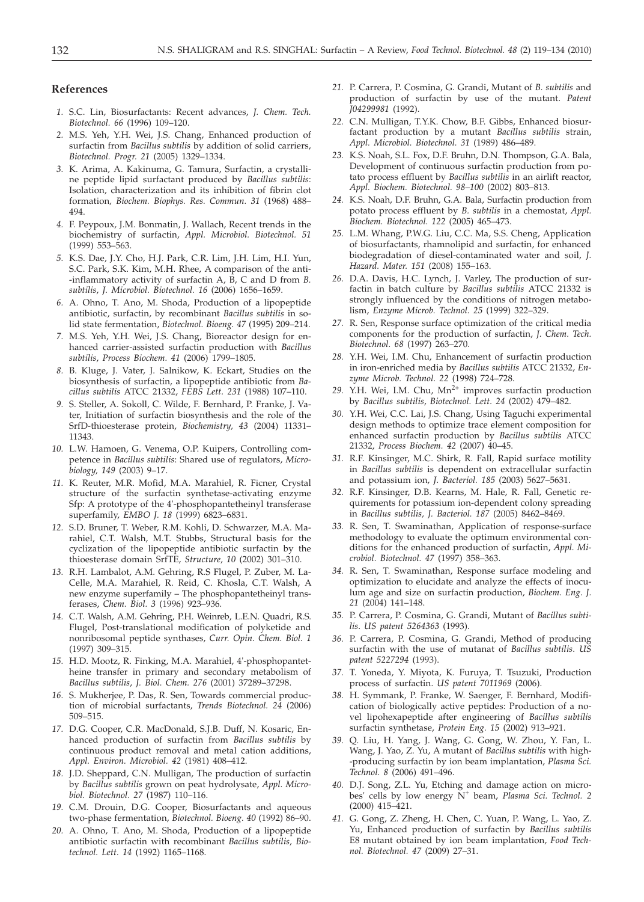## References

*1.* S.C. Lin, Biosurfactants: Recent advances, *J. Chem. Tech. Biotechnol. 66* (1996) 109–120.

*2.* M.S. Yeh, Y.H. Wei, J.S. Chang, Enhanced production of surfactin from *Bacillus subtilis* by addition of solid carriers, *Biotechnol. Progr. 21* (2005) 1329–1334.

*3.* K. Arima, A. Kakinuma, G. Tamura, Surfactin, a crystalline peptide lipid surfactant produced by *Bacillus subtilis*: Isolation, characterization and its inhibition of fibrin clot formation, *Biochem. Biophys. Res. Commun. 31* (1968) 488–494.

*4.* F. Peypoux, J.M. Bonmatin, J. Wallach, Recent trends in the biochemistry of surfactin, *Appl. Microbiol. Biotechnol. 51* (1999) 553–563.

*5.* K.S. Dae, J.Y. Cho, H.J. Park, C.R. Lim, J.H. Lim, H.I. Yun, S.C. Park, S.K. Kim, M.H. Rhee, A comparison of the anti-inflammatory activity of surfactin A, B, C and D from *B. subtilis*, *J. Microbiol. Biotechnol. 16* (2006) 1656–1659.

*6.* A. Ohno, T. Ano, M. Shoda, Production of a lipopeptide antibiotic, surfactin, by recombinant *Bacillus subtilis* in solid state fermentation, *Biotechnol. Bioeng. 47* (1995) 209–214.

*7.* M.S. Yeh, Y.H. Wei, J.S. Chang, Bioreactor design for enhanced carrier-assisted surfactin production with *Bacillus subtilis*, *Process Biochem. 41* (2006) 1799–1805.

*8.* B. Kluge, J. Vater, J. Salnikow, K. Eckart, Studies on the biosynthesis of surfactin, a lipopeptide antibiotic from *Bacillus subtilis* ATCC 21332, *FEBS Lett. 231* (1988) 107–110.

*9.* S. Steller, A. Sokoll, C. Wilde, F. Bernhard, P. Franke, J. Vater, Initiation of surfactin biosynthesis and the role of the SrfD-thioesterase protein, *Biochemistry, 43* (2004) 11331–11343.

*10.* L.W. Hamoen, G. Venema, O.P. Kuipers, Controlling competence in *Bacillus subtilis*: Shared use of regulators, *Microbiology, 149* (2003) 9–17.

*11.* K. Reuter, M.R. Mofid, M.A. Marahiel, R. Ficner, Crystal structure of the surfactin synthetase-activating enzyme Sfp: A prototype of the 4'-phosphopantetheinyl transferase superfamily, *EMBO J. 18* (1999) 6823–6831.

*12.* S.D. Bruner, T. Weber, R.M. Kohli, D. Schwarzer, M.A. Marahiel, C.T. Walsh, M.T. Stubbs, Structural basis for the cyclization of the lipopeptide antibiotic surfactin by the thioesterase domain SrfTE, *Structure, 10* (2002) 301–310.

*13.* R.H. Lambalot, A.M. Gehring, R.S Flugel, P. Zuber, M. LaCelle, M.A. Marahiel, R. Reid, C. Khosla, C.T. Walsh, A new enzyme superfamily – The phosphopantetheinyl transferases, *Chem. Biol. 3* (1996) 923–936.

*14.* C.T. Walsh, A.M. Gehring, P.H. Weinreb, L.E.N. Quadri, R.S. Flugel, Post-translational modification of polyketide and nonribosomal peptide synthases, *Curr. Opin. Chem. Biol. 1* (1997) 309–315.

*15.* H.D. Mootz, R. Finking, M.A. Marahiel, 4'-phosphopantetheine transfer in primary and secondary metabolism of *Bacillus subtilis*, *J. Biol. Chem. 276* (2001) 37289–37298.

*16.* S. Mukherjee, P. Das, R. Sen, Towards commercial production of microbial surfactants, *Trends Biotechnol. 24* (2006) 509–515.

*17.* D.G. Cooper, C.R. MacDonald, S.J.B. Duff, N. Kosaric, Enhanced production of surfactin from *Bacillus subtilis* by continuous product removal and metal cation additions, *Appl. Environ. Microbiol. 42* (1981) 408–412.

*18.* J.D. Sheppard, C.N. Mulligan, The production of surfactin by *Bacillus subtilis* grown on peat hydrolysate, *Appl. Microbiol. Biotechnol. 27* (1987) 110–116.

*19.* C.M. Drouin, D.G. Cooper, Biosurfactants and aqueous two-phase fermentation, *Biotechnol. Bioeng. 40* (1992) 86–90.

*20.* A. Ohno, T. Ano, M. Shoda, Production of a lipopeptide antibiotic surfactin with recombinant *Bacillus subtilis*, *Biotechnol. Lett. 14* (1992) 1165–1168.

*21.* P. Carrera, P. Cosmina, G. Grandi, Mutant of *B. subtilis* and production of surfactin by use of the mutant. *Patent J04299981* (1992).

*22.* C.N. Mulligan, T.Y.K. Chow, B.F. Gibbs, Enhanced biosurfactant production by a mutant *Bacillus subtilis* strain, *Appl. Microbiol. Biotechnol. 31* (1989) 486–489.

*23.* K.S. Noah, S.L. Fox, D.F. Bruhn, D.N. Thompson, G.A. Bala, Development of continuous surfactin production from potato process effluent by *Bacillus subtilis* in an airlift reactor, *Appl. Biochem. Biotechnol. 98–100* (2002) 803–813.

*24.* K.S. Noah, D.F. Bruhn, G.A. Bala, Surfactin production from potato process effluent by *B. subtilis* in a chemostat, *Appl. Biochem. Biotechnol. 122* (2005) 465–473.

*25.* L.M. Whang, P.W.G. Liu, C.C. Ma, S.S. Cheng, Application of biosurfactants, rhamnolipid and surfactin, for enhanced biodegradation of diesel-contaminated water and soil, *J. Hazard. Mater. 151* (2008) 155–163.

*26.* D.A. Davis, H.C. Lynch, J. Varley, The production of surfactin in batch culture by *Bacillus subtilis* ATCC 21332 is strongly influenced by the conditions of nitrogen metabolism, *Enzyme Microb. Technol. 25* (1999) 322–329.

*27.* R. Sen, Response surface optimization of the critical media components for the production of surfactin, *J. Chem. Tech. Biotechnol. 68* (1997) 263–270.

*28.* Y.H. Wei, I.M. Chu, Enhancement of surfactin production in iron-enriched media by *Bacillus subtilis* ATCC 21332, *Enzyme Microb. Technol. 22* (1998) 724–728.

*29.* Y.H. Wei, I.M. Chu, $Mn^{2+}$ improves surfactin production by *Bacillus subtilis*, *Biotechnol. Lett. 24* (2002) 479–482.

*30.* Y.H. Wei, C.C. Lai, J.S. Chang, Using Taguchi experimental design methods to optimize trace element composition for enhanced surfactin production by *Bacillus subtilis* ATCC 21332, *Process Biochem. 42* (2007) 40–45.

*31.* R.F. Kinsinger, M.C. Shirk, R. Fall, Rapid surface motility in *Bacillus subtilis* is dependent on extracellular surfactin and potassium ion, *J. Bacteriol. 185* (2003) 5627–5631.

*32.* R.F. Kinsinger, D.B. Kearns, M. Hale, R. Fall, Genetic requirements for potassium ion-dependent colony spreading in *Bacillus subtilis*, *J. Bacteriol. 187* (2005) 8462–8469.

*33.* R. Sen, T. Swaminathan, Application of response-surface methodology to evaluate the optimum environmental conditions for the enhanced production of surfactin, *Appl. Microbiol. Biotechnol. 47* (1997) 358–363.

*34.* R. Sen, T. Swaminathan, Response surface modeling and optimization to elucidate and analyze the effects of inoculum age and size on surfactin production, *Biochem. Eng. J. 21* (2004) 141–148.

*35.* P. Carrera, P. Cosmina, G. Grandi, Mutant of *Bacillus subtilis*. *US patent 5264363* (1993).

*36.* P. Carrera, P. Cosmina, G. Grandi, Method of producing surfactin with the use of mutanat of *Bacillus subtilis*. *US patent 5227294* (1993).

*37.* T. Yoneda, Y. Miyota, K. Furuya, T. Tsuzuki, Production process of surfactin. *US patent 7011969* (2006).

*38.* H. Symmank, P. Franke, W. Saenger, F. Bernhard, Modification of biologically active peptides: Production of a novel lipohexapeptide after engineering of *Bacillus subtilis* surfactin synthetase, *Protein Eng. 15* (2002) 913–921.

*39.* Q. Liu, H. Yang, J. Wang, G. Gong, W. Zhou, Y. Fan, L. Wang, J. Yao, Z. Yu, A mutant of *Bacillus subtilis* with high-producing surfactin by ion beam implantation, *Plasma Sci. Technol. 8* (2006) 491–496.

*40.* D.J. Song, Z.L. Yu, Etching and damage action on microbes' cells by low energy $N^+$ beam, *Plasma Sci. Technol. 2* (2000) 415–421.

*41.* G. Gong, Z. Zheng, H. Chen, C. Yuan, P. Wang, L. Yao, Z. Yu, Enhanced production of surfactin by *Bacillus subtilis* E8 mutant obtained by ion beam implantation, *Food Technol. Biotechnol. 47* (2009) 27–31.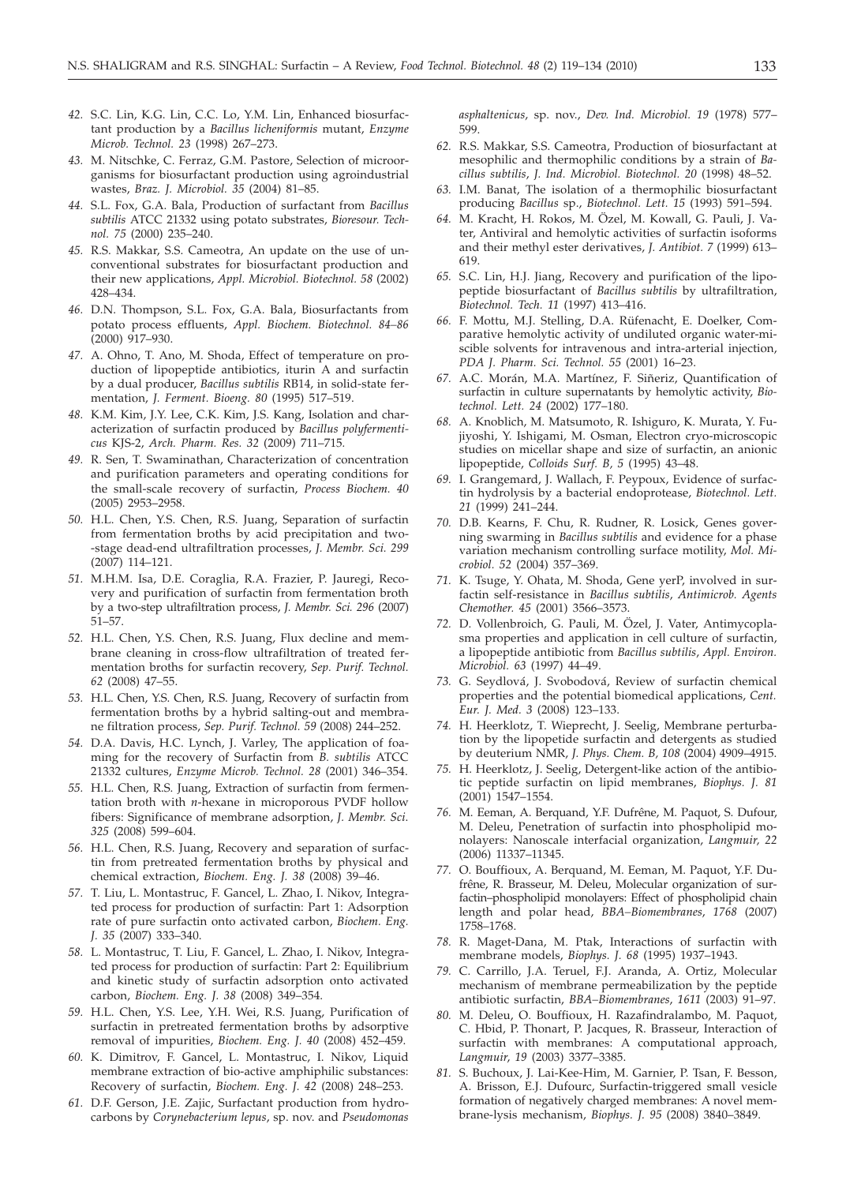42. S.C. Lin, K.G. Lin, C.C. Lo, Y.M. Lin, Enhanced biosurfactant production by a *Bacillus licheniformis* mutant, *Enzyme Microb. Technol. 23* (1998) 267–273.

43. M. Nitschke, C. Ferraz, G.M. Pastore, Selection of microorganisms for biosurfactant production using agroindustrial wastes, *Braz. J. Microbiol. 35* (2004) 81–85.

44. S.L. Fox, G.A. Bala, Production of surfactant from *Bacillus subtilis* ATCC 21332 using potato substrates, *Bioresour. Technol. 75* (2000) 235–240.

45. R.S. Makkar, S.S. Cameotra, An update on the use of unconventional substrates for biosurfactant production and their new applications, *Appl. Microbiol. Biotechnol. 58* (2002) 428–434.

46. D.N. Thompson, S.L. Fox, G.A. Bala, Biosurfactants from potato process effluents, *Appl. Biochem. Biotechnol. 84–86* (2000) 917–930.

47. A. Ohno, T. Ano, M. Shoda, Effect of temperature on production of lipopeptide antibiotics, iturin A and surfactin by a dual producer, *Bacillus subtilis* RB14, in solid-state fermentation, *J. Ferment. Bioeng. 80* (1995) 517–519.

48. K.M. Kim, J.Y. Lee, C.K. Kim, J.S. Kang, Isolation and characterization of surfactin produced by *Bacillus polyfermenticus* KJS-2, *Arch. Pharm. Res. 32* (2009) 711–715.

49. R. Sen, T. Swaminathan, Characterization of concentration and purification parameters and operating conditions for the small-scale recovery of surfactin, *Process Biochem. 40* (2005) 2953–2958.

50. H.L. Chen, Y.S. Chen, R.S. Juang, Separation of surfactin from fermentation broths by acid precipitation and two-stage dead-end ultrafiltration processes, *J. Membr. Sci. 299* (2007) 114–121.

51. M.H.M. Isa, D.E. Coraglia, R.A. Frazier, P. Jauregi, Recovery and purification of surfactin from fermentation broth by a two-step ultrafiltration process, *J. Membr. Sci. 296* (2007) 51–57.

52. H.L. Chen, Y.S. Chen, R.S. Juang, Flux decline and membrane cleaning in cross-flow ultrafiltration of treated fermentation broths for surfactin recovery, *Sep. Purif. Technol. 62* (2008) 47–55.

53. H.L. Chen, Y.S. Chen, R.S. Juang, Recovery of surfactin from fermentation broths by a hybrid salting-out and membrane filtration process, *Sep. Purif. Technol. 59* (2008) 244–252.

54. D.A. Davis, H.C. Lynch, J. Varley, The application of foaming for the recovery of Surfactin from *B. subtilis* ATCC 21332 cultures, *Enzyme Microb. Technol. 28* (2001) 346–354.

55. H.L. Chen, R.S. Juang, Extraction of surfactin from fermentation broth with *n*-hexane in microporous PVDF hollow fibers: Significance of membrane adsorption, *J. Membr. Sci. 325* (2008) 599–604.

56. H.L. Chen, R.S. Juang, Recovery and separation of surfactin from pretreated fermentation broths by physical and chemical extraction, *Biochem. Eng. J. 38* (2008) 39–46.

57. T. Liu, L. Montastruc, F. Gancel, L. Zhao, I. Nikov, Integrated process for production of surfactin: Part 1: Adsorption rate of pure surfactin onto activated carbon, *Biochem. Eng. J. 35* (2007) 333–340.

58. L. Montastruc, T. Liu, F. Gancel, L. Zhao, I. Nikov, Integrated process for production of surfactin: Part 2: Equilibrium and kinetic study of surfactin adsorption onto activated carbon, *Biochem. Eng. J. 38* (2008) 349–354.

59. H.L. Chen, Y.S. Lee, Y.H. Wei, R.S. Juang, Purification of surfactin in pretreated fermentation broths by adsorptive removal of impurities, *Biochem. Eng. J. 40* (2008) 452–459.

60. K. Dimitrov, F. Gancel, L. Montastruc, I. Nikov, Liquid membrane extraction of bio-active amphiphilic substances: Recovery of surfactin, *Biochem. Eng. J. 42* (2008) 248–253.

61. D.F. Gerson, J.E. Zajic, Surfactant production from hydrocarbons by *Corynebacterium lepus*, sp. nov. and *Pseudomonas asphaltenicus*, sp. nov., *Dev. Ind. Microbiol. 19* (1978) 577–599.

62. R.S. Makkar, S.S. Cameotra, Production of biosurfactant at mesophilic and thermophilic conditions by a strain of *Bacillus subtilis*, *J. Ind. Microbiol. Biotechnol. 20* (1998) 48–52.

63. I.M. Banat, The isolation of a thermophilic biosurfactant producing *Bacillus* sp., *Biotechnol. Lett. 15* (1993) 591–594.

64. M. Kracht, H. Rokos, M. Özel, M. Kowall, G. Pauli, J. Vater, Antiviral and hemolytic activities of surfactin isoforms and their methyl ester derivatives, *J. Antibiot. 7* (1999) 613–619.

65. S.C. Lin, H.J. Jiang, Recovery and purification of the lipopeptide biosurfactant of *Bacillus subtilis* by ultrafiltration, *Biotechnol. Tech. 11* (1997) 413–416.

66. F. Mottu, M.J. Stelling, D.A. Rüfenacht, E. Doelker, Comparative hemolytic activity of undiluted organic water-miscible solvents for intravenous and intra-arterial injection, *PDA J. Pharm. Sci. Technol. 55* (2001) 16–23.

67. A.C. Morán, M.A. Martínez, F. Siñeriz, Quantification of surfactin in culture supernatants by hemolytic activity, *Biotechnol. Lett. 24* (2002) 177–180.

68. A. Knoblich, M. Matsumoto, R. Ishiguro, K. Murata, Y. Fujiyoshi, Y. Ishigami, M. Osman, Electron cryo-microscopic studies on micellar shape and size of surfactin, an anionic lipopeptide, *Colloids Surf. B, 5* (1995) 43–48.

69. I. Grangemard, J. Wallach, F. Peypoux, Evidence of surfactin hydrolysis by a bacterial endoprotease, *Biotechnol. Lett. 21* (1999) 241–244.

70. D.B. Kearns, F. Chu, R. Rudner, R. Losick, Genes governing swarming in *Bacillus subtilis* and evidence for a phase variation mechanism controlling surface motility, *Mol. Microbiol. 52* (2004) 357–369.

71. K. Tsuge, Y. Ohata, M. Shoda, Gene yerP, involved in surfactin self-resistance in *Bacillus subtilis*, *Antimicrob. Agents Chemother. 45* (2001) 3566–3573.

72. D. Vollenbroich, G. Pauli, M. Özel, J. Vater, Antimycoplasma properties and application in cell culture of surfactin, a lipopeptide antibiotic from *Bacillus subtilis*, *Appl. Environ. Microbiol. 63* (1997) 44–49.

73. G. Seydlová, J. Svobodová, Review of surfactin chemical properties and the potential biomedical applications, *Cent. Eur. J. Med. 3* (2008) 123–133.

74. H. Heerklotz, T. Wieprecht, J. Seelig, Membrane perturbation by the lipopeptide surfactin and detergents as studied by deuterium NMR, *J. Phys. Chem. B, 108* (2004) 4909–4915.

75. H. Heerklotz, J. Seelig, Detergent-like action of the antibiotic peptide surfactin on lipid membranes, *Biophys. J. 81* (2001) 1547–1554.

76. M. Eeman, A. Berquand, Y.F. Dufrêne, M. Paquot, S. Dufour, M. Deleu, Penetration of surfactin into phospholipid monolayers: Nanoscale interfacial organization, *Langmuir, 22* (2006) 11337–11345.

77. O. Bouffioux, A. Berquand, M. Eeman, M. Paquot, Y.F. Dufrêne, R. Brasseur, M. Deleu, Molecular organization of surfactin–phospholipid monolayers: Effect of phospholipid chain length and polar head, *BBA–Biomembranes*, *1768* (2007) 1758–1768.

78. R. Maget-Dana, M. Ptak, Interactions of surfactin with membrane models, *Biophys. J. 68* (1995) 1937–1943.

79. C. Carrillo, J.A. Teruel, F.J. Aranda, A. Ortiz, Molecular mechanism of membrane permeabilization by the peptide antibiotic surfactin, *BBA–Biomembranes*, *1611* (2003) 91–97.

80. M. Deleu, O. Bouffioux, H. Razafindralambo, M. Paquot, C. Hbid, P. Thonart, P. Jacques, R. Brasseur, Interaction of surfactin with membranes: A computational approach, *Langmuir*, *19* (2003) 3377–3385.

81. S. Buchoux, J. Lai-Kee-Him, M. Garnier, P. Tsan, F. Besson, A. Brisson, E.J. Dufourc, Surfactin-triggered small vesicle formation of negatively charged membranes: A novel membrane-lysis mechanism, *Biophys. J. 95* (2008) 3840–3849.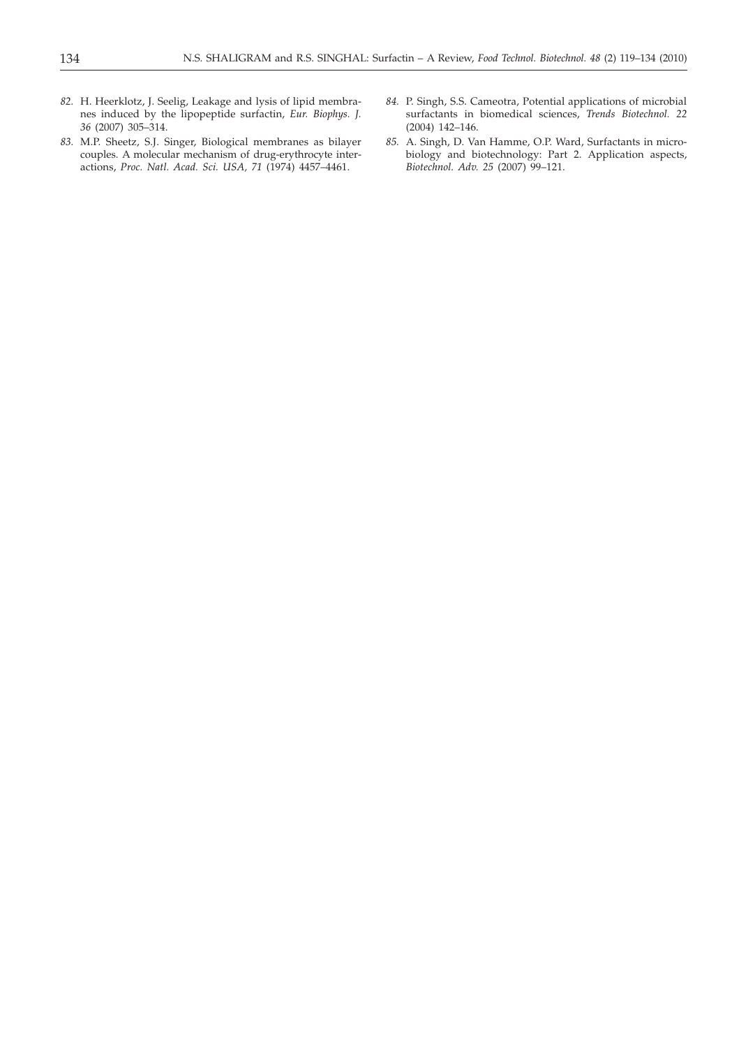*82.* H. Heerklotz, J. Seelig, Leakage and lysis of lipid membranes induced by the lipopeptide surfactin, *Eur. Biophys. J. 36* (2007) 305–314.

*83.* M.P. Sheetz, S.J. Singer, Biological membranes as bilayer couples. A molecular mechanism of drug-erythrocyte interactions, *Proc. Natl. Acad. Sci. USA, 71* (1974) 4457–4461.

*84.* P. Singh, S.S. Cameotra, Potential applications of microbial surfactants in biomedical sciences, *Trends Biotechnol. 22* (2004) 142–146.

*85.* A. Singh, D. Van Hamme, O.P. Ward, Surfactants in microbiology and biotechnology: Part 2. Application aspects, *Biotechnol. Adv. 25* (2007) 99–121.